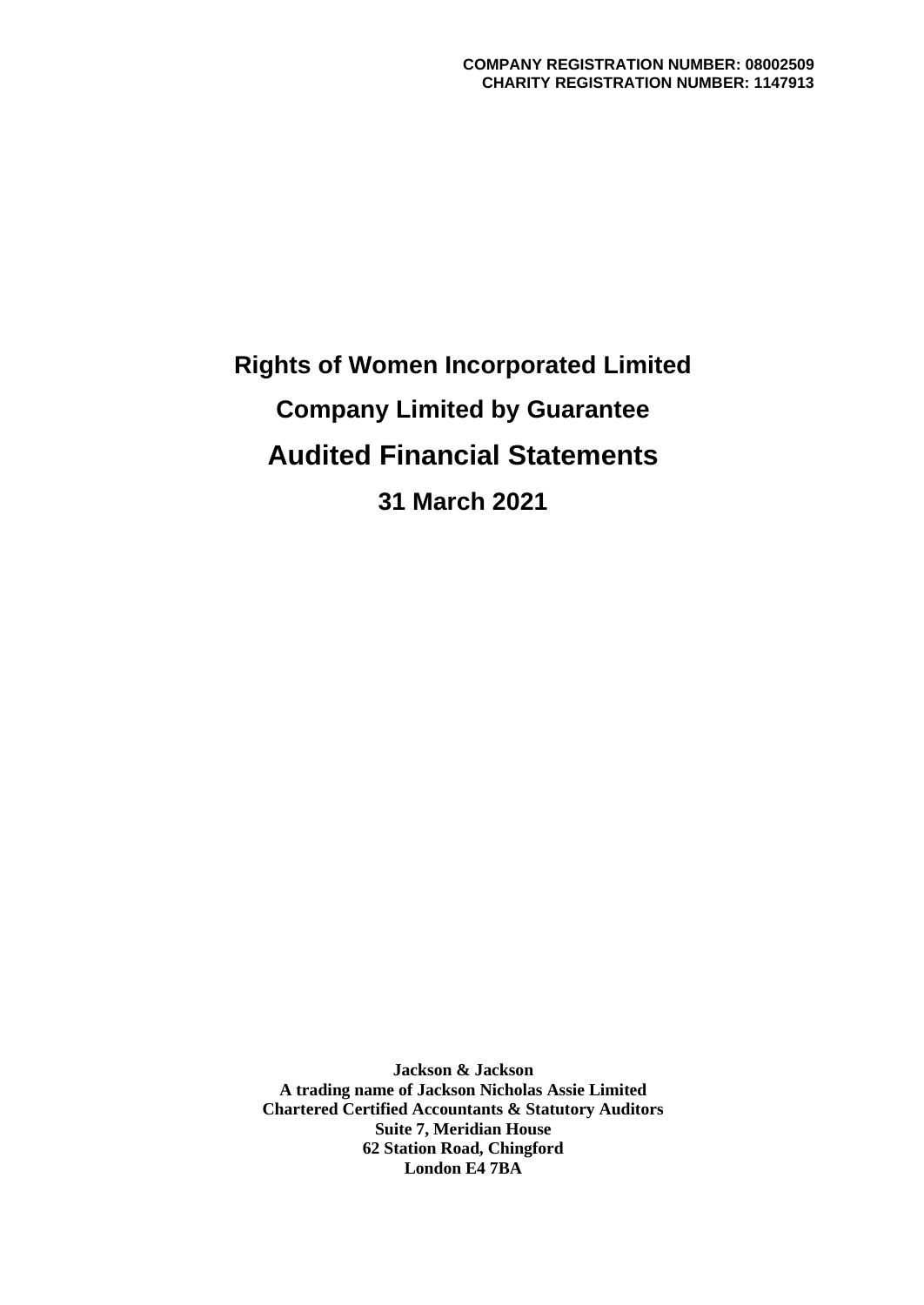**COMPANY REGISTRATION NUMBER: 08002509**
**CHARITY REGISTRATION NUMBER: 1147913**

# Rights of Women Incorporated Limited

## Company Limited by Guarantee

# Audited Financial Statements

## 31 March 2021

**Jackson & Jackson**
**A trading name of Jackson Nicholas Assie Limited**
**Chartered Certified Accountants & Statutory Auditors**
**Suite 7, Meridian House**
**62 Station Road, Chingford**
**London E4 7BA**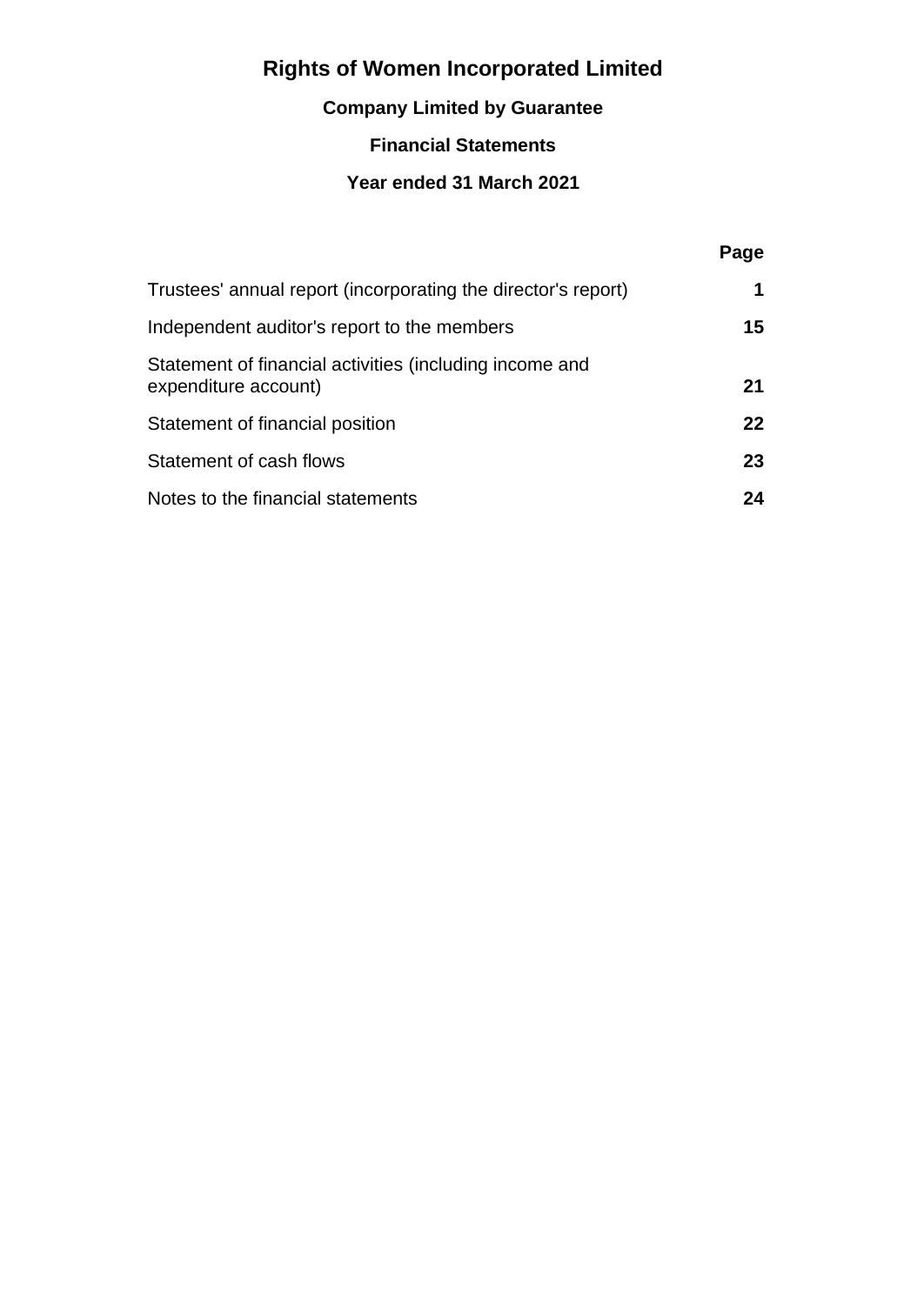# Rights of Women Incorporated Limited

### Company Limited by Guarantee

### Financial Statements

### Year ended 31 March 2021

| | Page |
|---|---|
| Trustees' annual report (incorporating the director's report) | **1** |
| Independent auditor's report to the members | **15** |
| Statement of financial activities (including income and expenditure account) | **21** |
| Statement of financial position | **22** |
| Statement of cash flows | **23** |
| Notes to the financial statements | **24** |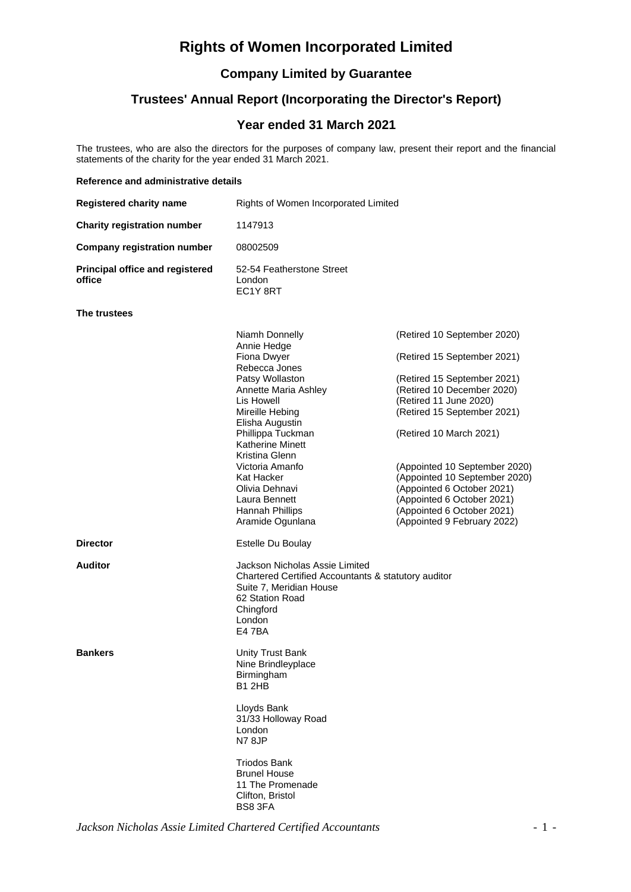# Rights of Women Incorporated Limited

## Company Limited by Guarantee

## Trustees' Annual Report (Incorporating the Director's Report)

## Year ended 31 March 2021

The trustees, who are also the directors for the purposes of company law, present their report and the financial statements of the charity for the year ended 31 March 2021.

**Reference and administrative details**

| | |
|---|---|
| **Registered charity name** | Rights of Women Incorporated Limited |
| **Charity registration number** | 1147913 |
| **Company registration number** | 08002509 |
| **Principal office and registered office** | 52-54 Featherstone Street<br>London<br>EC1Y 8RT |

**The trustees**

| | |
|---|---|
| Niamh Donnelly | (Retired 10 September 2020) |
| Annie Hedge | |
| Fiona Dwyer | (Retired 15 September 2021) |
| Rebecca Jones | |
| Patsy Wollaston | (Retired 15 September 2021) |
| Annette Maria Ashley | (Retired 10 December 2020) |
| Lis Howell | (Retired 11 June 2020) |
| Mireille Hebing | (Retired 15 September 2021) |
| Elisha Augustin | |
| Phillippa Tuckman | (Retired 10 March 2021) |
| Katherine Minett | |
| Kristina Glenn | |
| Victoria Amanfo | (Appointed 10 September 2020) |
| Kat Hacker | (Appointed 10 September 2020) |
| Olivia Dehnavi | (Appointed 6 October 2021) |
| Laura Bennett | (Appointed 6 October 2021) |
| Hannah Phillips | (Appointed 6 October 2021) |
| Aramide Ogunlana | (Appointed 9 February 2022) |

| | |
|---|---|
| **Director** | Estelle Du Boulay |
| **Auditor** | Jackson Nicholas Assie Limited<br>Chartered Certified Accountants & statutory auditor<br>Suite 7, Meridian House<br>62 Station Road<br>Chingford<br>London<br>E4 7BA |
| **Bankers** | Unity Trust Bank<br>Nine Brindleyplace<br>Birmingham<br>B1 2HB |
| | Lloyds Bank<br>31/33 Holloway Road<br>London<br>N7 8JP |
| | Triodos Bank<br>Brunel House<br>11 The Promenade<br>Clifton, Bristol<br>BS8 3FA |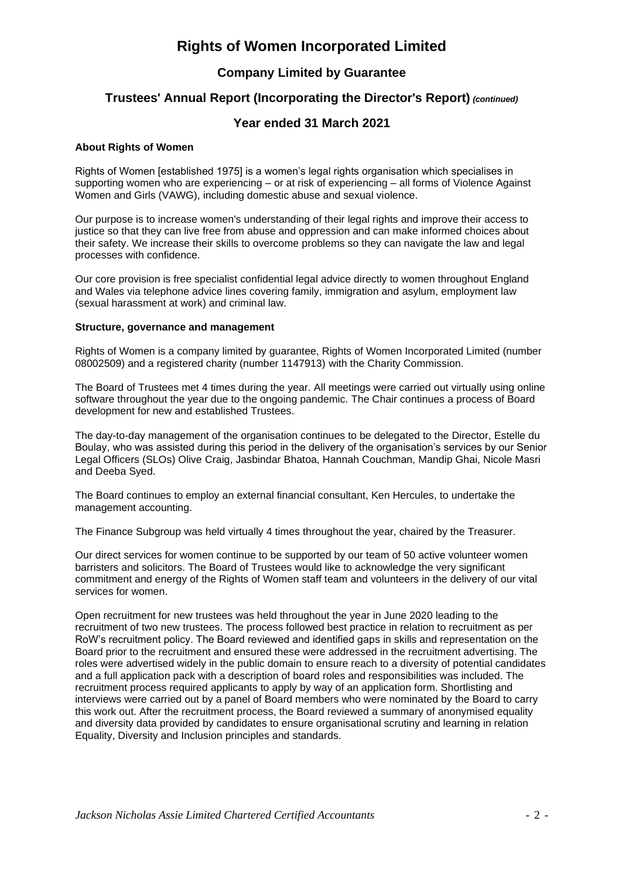# Rights of Women Incorporated Limited

## Company Limited by Guarantee

## Trustees' Annual Report (Incorporating the Director's Report) *(continued)*

## Year ended 31 March 2021

**About Rights of Women**

Rights of Women [established 1975] is a women's legal rights organisation which specialises in supporting women who are experiencing – or at risk of experiencing – all forms of Violence Against Women and Girls (VAWG), including domestic abuse and sexual violence.

Our purpose is to increase women's understanding of their legal rights and improve their access to justice so that they can live free from abuse and oppression and can make informed choices about their safety. We increase their skills to overcome problems so they can navigate the law and legal processes with confidence.

Our core provision is free specialist confidential legal advice directly to women throughout England and Wales via telephone advice lines covering family, immigration and asylum, employment law (sexual harassment at work) and criminal law.

**Structure, governance and management**

Rights of Women is a company limited by guarantee, Rights of Women Incorporated Limited (number 08002509) and a registered charity (number 1147913) with the Charity Commission.

The Board of Trustees met 4 times during the year. All meetings were carried out virtually using online software throughout the year due to the ongoing pandemic. The Chair continues a process of Board development for new and established Trustees.

The day-to-day management of the organisation continues to be delegated to the Director, Estelle du Boulay, who was assisted during this period in the delivery of the organisation's services by our Senior Legal Officers (SLOs) Olive Craig, Jasbindar Bhatoa, Hannah Couchman, Mandip Ghai, Nicole Masri and Deeba Syed.

The Board continues to employ an external financial consultant, Ken Hercules, to undertake the management accounting.

The Finance Subgroup was held virtually 4 times throughout the year, chaired by the Treasurer.

Our direct services for women continue to be supported by our team of 50 active volunteer women barristers and solicitors. The Board of Trustees would like to acknowledge the very significant commitment and energy of the Rights of Women staff team and volunteers in the delivery of our vital services for women.

Open recruitment for new trustees was held throughout the year in June 2020 leading to the recruitment of two new trustees. The process followed best practice in relation to recruitment as per RoW's recruitment policy. The Board reviewed and identified gaps in skills and representation on the Board prior to the recruitment and ensured these were addressed in the recruitment advertising. The roles were advertised widely in the public domain to ensure reach to a diversity of potential candidates and a full application pack with a description of board roles and responsibilities was included. The recruitment process required applicants to apply by way of an application form. Shortlisting and interviews were carried out by a panel of Board members who were nominated by the Board to carry this work out. After the recruitment process, the Board reviewed a summary of anonymised equality and diversity data provided by candidates to ensure organisational scrutiny and learning in relation Equality, Diversity and Inclusion principles and standards.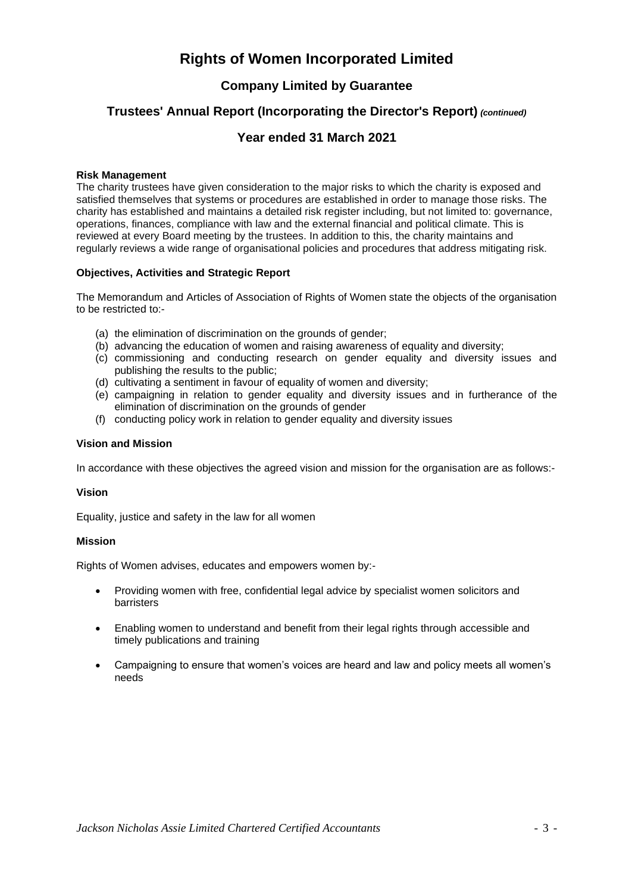### Risk Management

The charity trustees have given consideration to the major risks to which the charity is exposed and satisfied themselves that systems or procedures are established in order to manage those risks. The charity has established and maintains a detailed risk register including, but not limited to: governance, operations, finances, compliance with law and the external financial and political climate. This is reviewed at every Board meeting by the trustees. In addition to this, the charity maintains and regularly reviews a wide range of organisational policies and procedures that address mitigating risk.

### Objectives, Activities and Strategic Report

The Memorandum and Articles of Association of Rights of Women state the objects of the organisation to be restricted to:-

(a) the elimination of discrimination on the grounds of gender;
(b) advancing the education of women and raising awareness of equality and diversity;
(c) commissioning and conducting research on gender equality and diversity issues and publishing the results to the public;
(d) cultivating a sentiment in favour of equality of women and diversity;
(e) campaigning in relation to gender equality and diversity issues and in furtherance of the elimination of discrimination on the grounds of gender
(f) conducting policy work in relation to gender equality and diversity issues

### Vision and Mission

In accordance with these objectives the agreed vision and mission for the organisation are as follows:-

### Vision

Equality, justice and safety in the law for all women

### Mission

Rights of Women advises, educates and empowers women by:-

- Providing women with free, confidential legal advice by specialist women solicitors and barristers
- Enabling women to understand and benefit from their legal rights through accessible and timely publications and training
- Campaigning to ensure that women's voices are heard and law and policy meets all women's needs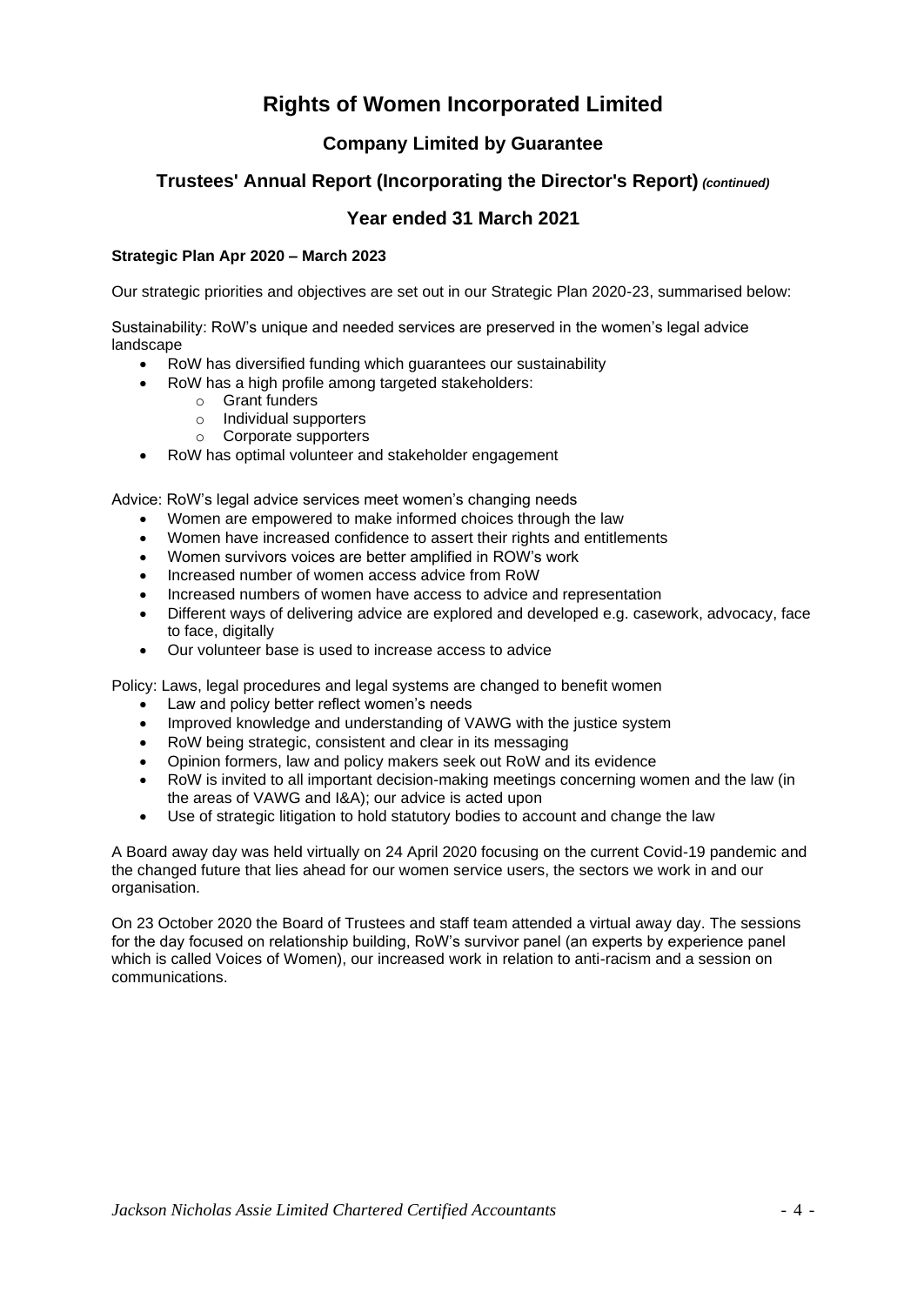# Rights of Women Incorporated Limited

## Company Limited by Guarantee

## Trustees' Annual Report (Incorporating the Director's Report) *(continued)*

## Year ended 31 March 2021

**Strategic Plan Apr 2020 – March 2023**

Our strategic priorities and objectives are set out in our Strategic Plan 2020-23, summarised below:

Sustainability: RoW's unique and needed services are preserved in the women's legal advice landscape

- RoW has diversified funding which guarantees our sustainability
- RoW has a high profile among targeted stakeholders:
  - Grant funders
  - Individual supporters
  - Corporate supporters
- RoW has optimal volunteer and stakeholder engagement

Advice: RoW's legal advice services meet women's changing needs

- Women are empowered to make informed choices through the law
- Women have increased confidence to assert their rights and entitlements
- Women survivors voices are better amplified in ROW's work
- Increased number of women access advice from RoW
- Increased numbers of women have access to advice and representation
- Different ways of delivering advice are explored and developed e.g. casework, advocacy, face to face, digitally
- Our volunteer base is used to increase access to advice

Policy: Laws, legal procedures and legal systems are changed to benefit women

- Law and policy better reflect women's needs
- Improved knowledge and understanding of VAWG with the justice system
- RoW being strategic, consistent and clear in its messaging
- Opinion formers, law and policy makers seek out RoW and its evidence
- RoW is invited to all important decision-making meetings concerning women and the law (in the areas of VAWG and I&A); our advice is acted upon
- Use of strategic litigation to hold statutory bodies to account and change the law

A Board away day was held virtually on 24 April 2020 focusing on the current Covid-19 pandemic and the changed future that lies ahead for our women service users, the sectors we work in and our organisation.

On 23 October 2020 the Board of Trustees and staff team attended a virtual away day. The sessions for the day focused on relationship building, RoW's survivor panel (an experts by experience panel which is called Voices of Women), our increased work in relation to anti-racism and a session on communications.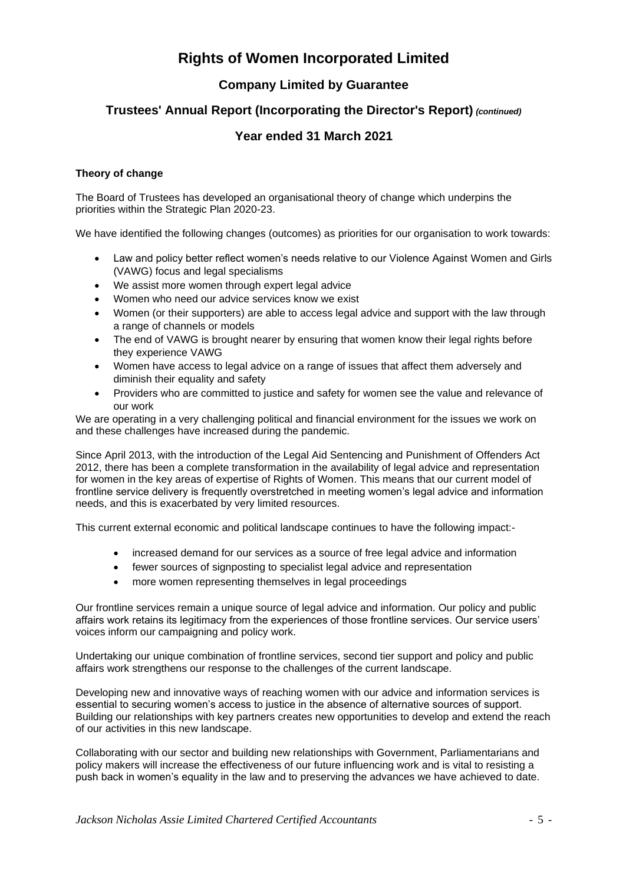**Theory of change**

The Board of Trustees has developed an organisational theory of change which underpins the priorities within the Strategic Plan 2020-23.

We have identified the following changes (outcomes) as priorities for our organisation to work towards:

- Law and policy better reflect women's needs relative to our Violence Against Women and Girls (VAWG) focus and legal specialisms
- We assist more women through expert legal advice
- Women who need our advice services know we exist
- Women (or their supporters) are able to access legal advice and support with the law through a range of channels or models
- The end of VAWG is brought nearer by ensuring that women know their legal rights before they experience VAWG
- Women have access to legal advice on a range of issues that affect them adversely and diminish their equality and safety
- Providers who are committed to justice and safety for women see the value and relevance of our work

We are operating in a very challenging political and financial environment for the issues we work on and these challenges have increased during the pandemic.

Since April 2013, with the introduction of the Legal Aid Sentencing and Punishment of Offenders Act 2012, there has been a complete transformation in the availability of legal advice and representation for women in the key areas of expertise of Rights of Women. This means that our current model of frontline service delivery is frequently overstretched in meeting women's legal advice and information needs, and this is exacerbated by very limited resources.

This current external economic and political landscape continues to have the following impact:-

- increased demand for our services as a source of free legal advice and information
- fewer sources of signposting to specialist legal advice and representation
- more women representing themselves in legal proceedings

Our frontline services remain a unique source of legal advice and information. Our policy and public affairs work retains its legitimacy from the experiences of those frontline services. Our service users' voices inform our campaigning and policy work.

Undertaking our unique combination of frontline services, second tier support and policy and public affairs work strengthens our response to the challenges of the current landscape.

Developing new and innovative ways of reaching women with our advice and information services is essential to securing women's access to justice in the absence of alternative sources of support. Building our relationships with key partners creates new opportunities to develop and extend the reach of our activities in this new landscape.

Collaborating with our sector and building new relationships with Government, Parliamentarians and policy makers will increase the effectiveness of our future influencing work and is vital to resisting a push back in women's equality in the law and to preserving the advances we have achieved to date.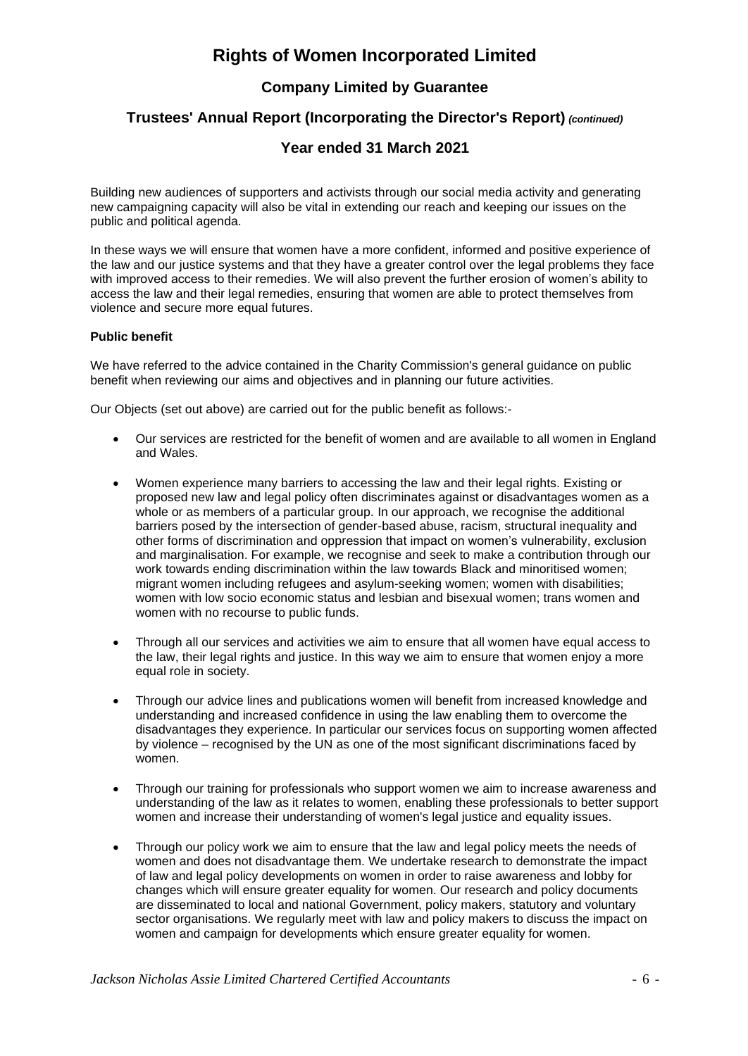Building new audiences of supporters and activists through our social media activity and generating new campaigning capacity will also be vital in extending our reach and keeping our issues on the public and political agenda.

In these ways we will ensure that women have a more confident, informed and positive experience of the law and our justice systems and that they have a greater control over the legal problems they face with improved access to their remedies. We will also prevent the further erosion of women's ability to access the law and their legal remedies, ensuring that women are able to protect themselves from violence and secure more equal futures.

**Public benefit**

We have referred to the advice contained in the Charity Commission's general guidance on public benefit when reviewing our aims and objectives and in planning our future activities.

Our Objects (set out above) are carried out for the public benefit as follows:-

- Our services are restricted for the benefit of women and are available to all women in England and Wales.
- Women experience many barriers to accessing the law and their legal rights. Existing or proposed new law and legal policy often discriminates against or disadvantages women as a whole or as members of a particular group. In our approach, we recognise the additional barriers posed by the intersection of gender-based abuse, racism, structural inequality and other forms of discrimination and oppression that impact on women's vulnerability, exclusion and marginalisation. For example, we recognise and seek to make a contribution through our work towards ending discrimination within the law towards Black and minoritised women; migrant women including refugees and asylum-seeking women; women with disabilities; women with low socio economic status and lesbian and bisexual women; trans women and women with no recourse to public funds.
- Through all our services and activities we aim to ensure that all women have equal access to the law, their legal rights and justice. In this way we aim to ensure that women enjoy a more equal role in society.
- Through our advice lines and publications women will benefit from increased knowledge and understanding and increased confidence in using the law enabling them to overcome the disadvantages they experience. In particular our services focus on supporting women affected by violence – recognised by the UN as one of the most significant discriminations faced by women.
- Through our training for professionals who support women we aim to increase awareness and understanding of the law as it relates to women, enabling these professionals to better support women and increase their understanding of women's legal justice and equality issues.
- Through our policy work we aim to ensure that the law and legal policy meets the needs of women and does not disadvantage them. We undertake research to demonstrate the impact of law and legal policy developments on women in order to raise awareness and lobby for changes which will ensure greater equality for women. Our research and policy documents are disseminated to local and national Government, policy makers, statutory and voluntary sector organisations. We regularly meet with law and policy makers to discuss the impact on women and campaign for developments which ensure greater equality for women.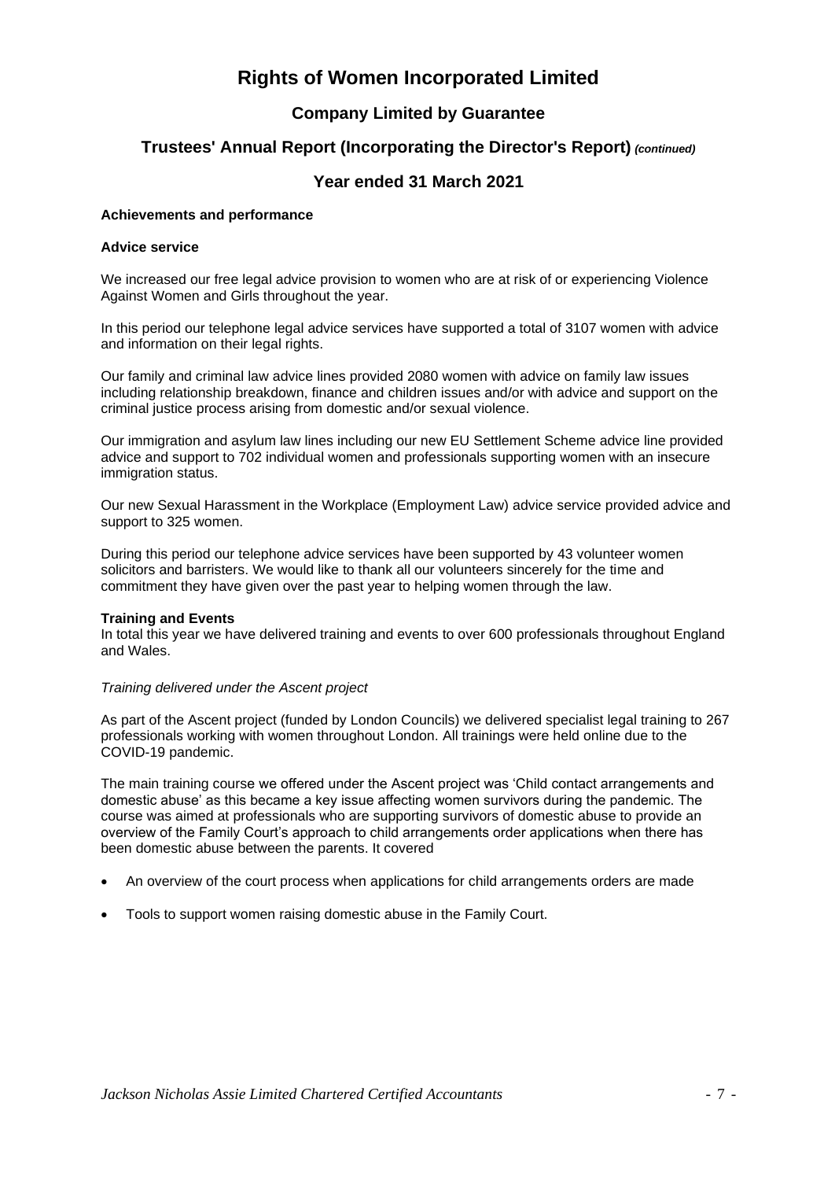# Rights of Women Incorporated Limited

## Company Limited by Guarantee

## Trustees' Annual Report (Incorporating the Director's Report) *(continued)*

## Year ended 31 March 2021

**Achievements and performance**

**Advice service**

We increased our free legal advice provision to women who are at risk of or experiencing Violence Against Women and Girls throughout the year.

In this period our telephone legal advice services have supported a total of 3107 women with advice and information on their legal rights.

Our family and criminal law advice lines provided 2080 women with advice on family law issues including relationship breakdown, finance and children issues and/or with advice and support on the criminal justice process arising from domestic and/or sexual violence.

Our immigration and asylum law lines including our new EU Settlement Scheme advice line provided advice and support to 702 individual women and professionals supporting women with an insecure immigration status.

Our new Sexual Harassment in the Workplace (Employment Law) advice service provided advice and support to 325 women.

During this period our telephone advice services have been supported by 43 volunteer women solicitors and barristers. We would like to thank all our volunteers sincerely for the time and commitment they have given over the past year to helping women through the law.

**Training and Events**

In total this year we have delivered training and events to over 600 professionals throughout England and Wales.

*Training delivered under the Ascent project*

As part of the Ascent project (funded by London Councils) we delivered specialist legal training to 267 professionals working with women throughout London. All trainings were held online due to the COVID-19 pandemic.

The main training course we offered under the Ascent project was 'Child contact arrangements and domestic abuse' as this became a key issue affecting women survivors during the pandemic. The course was aimed at professionals who are supporting survivors of domestic abuse to provide an overview of the Family Court's approach to child arrangements order applications when there has been domestic abuse between the parents. It covered

- An overview of the court process when applications for child arrangements orders are made
- Tools to support women raising domestic abuse in the Family Court.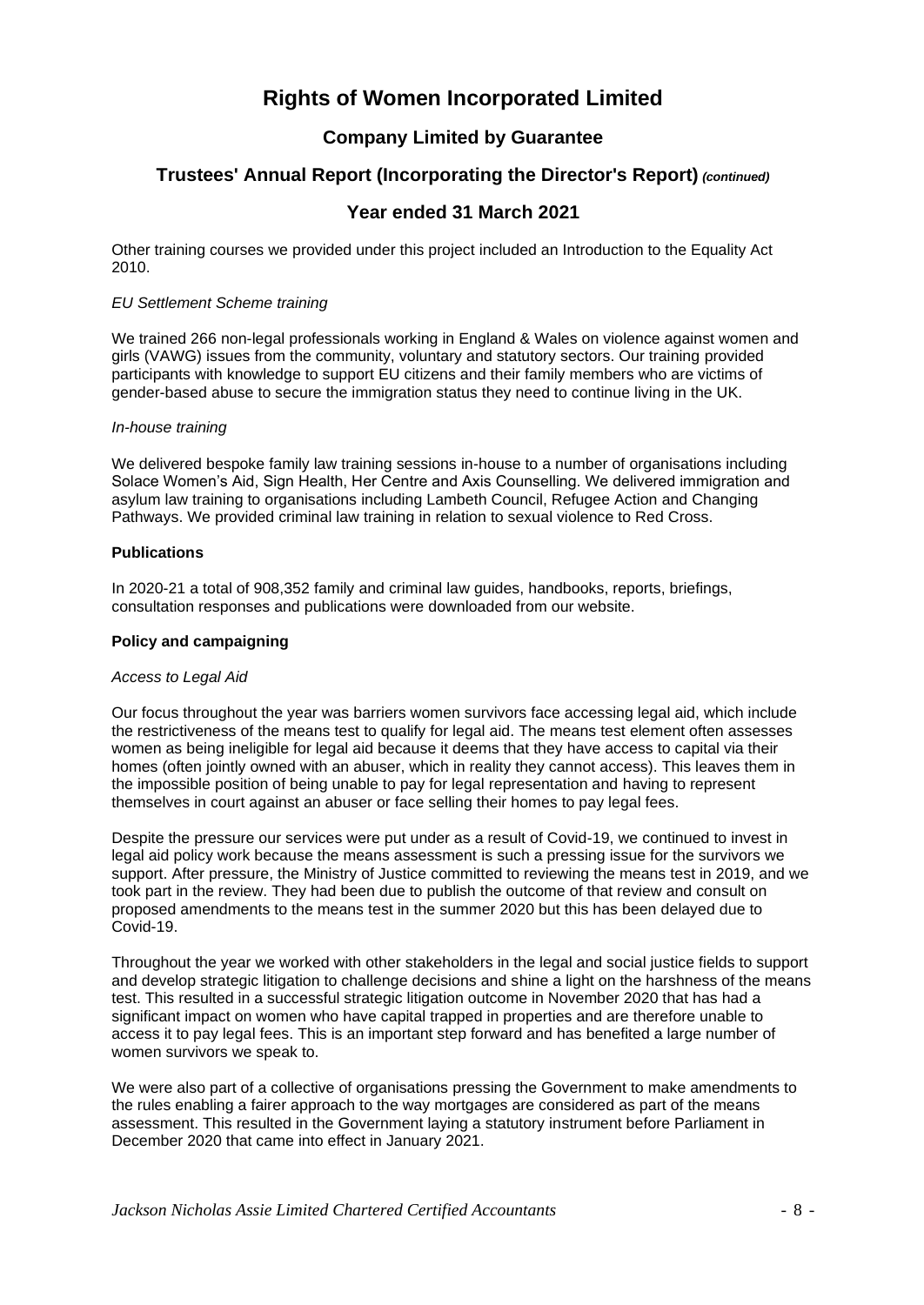Other training courses we provided under this project included an Introduction to the Equality Act 2010.

*EU Settlement Scheme training*

We trained 266 non-legal professionals working in England & Wales on violence against women and girls (VAWG) issues from the community, voluntary and statutory sectors. Our training provided participants with knowledge to support EU citizens and their family members who are victims of gender-based abuse to secure the immigration status they need to continue living in the UK.

*In-house training*

We delivered bespoke family law training sessions in-house to a number of organisations including Solace Women's Aid, Sign Health, Her Centre and Axis Counselling. We delivered immigration and asylum law training to organisations including Lambeth Council, Refugee Action and Changing Pathways. We provided criminal law training in relation to sexual violence to Red Cross.

**Publications**

In 2020-21 a total of 908,352 family and criminal law guides, handbooks, reports, briefings, consultation responses and publications were downloaded from our website.

**Policy and campaigning**

*Access to Legal Aid*

Our focus throughout the year was barriers women survivors face accessing legal aid, which include the restrictiveness of the means test to qualify for legal aid. The means test element often assesses women as being ineligible for legal aid because it deems that they have access to capital via their homes (often jointly owned with an abuser, which in reality they cannot access). This leaves them in the impossible position of being unable to pay for legal representation and having to represent themselves in court against an abuser or face selling their homes to pay legal fees.

Despite the pressure our services were put under as a result of Covid-19, we continued to invest in legal aid policy work because the means assessment is such a pressing issue for the survivors we support. After pressure, the Ministry of Justice committed to reviewing the means test in 2019, and we took part in the review. They had been due to publish the outcome of that review and consult on proposed amendments to the means test in the summer 2020 but this has been delayed due to Covid-19.

Throughout the year we worked with other stakeholders in the legal and social justice fields to support and develop strategic litigation to challenge decisions and shine a light on the harshness of the means test. This resulted in a successful strategic litigation outcome in November 2020 that has had a significant impact on women who have capital trapped in properties and are therefore unable to access it to pay legal fees. This is an important step forward and has benefited a large number of women survivors we speak to.

We were also part of a collective of organisations pressing the Government to make amendments to the rules enabling a fairer approach to the way mortgages are considered as part of the means assessment. This resulted in the Government laying a statutory instrument before Parliament in December 2020 that came into effect in January 2021.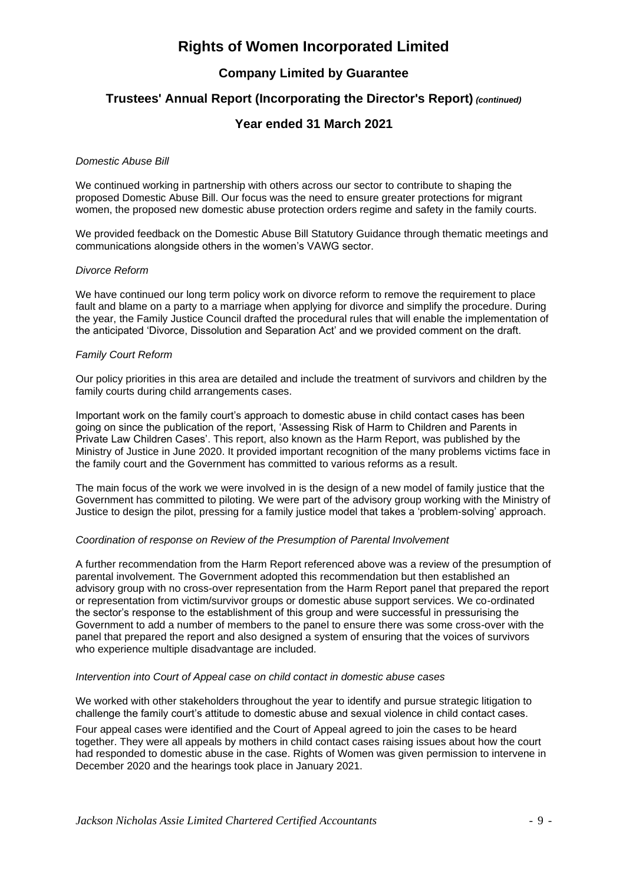*Domestic Abuse Bill*

We continued working in partnership with others across our sector to contribute to shaping the proposed Domestic Abuse Bill. Our focus was the need to ensure greater protections for migrant women, the proposed new domestic abuse protection orders regime and safety in the family courts.

We provided feedback on the Domestic Abuse Bill Statutory Guidance through thematic meetings and communications alongside others in the women's VAWG sector.

*Divorce Reform*

We have continued our long term policy work on divorce reform to remove the requirement to place fault and blame on a party to a marriage when applying for divorce and simplify the procedure. During the year, the Family Justice Council drafted the procedural rules that will enable the implementation of the anticipated 'Divorce, Dissolution and Separation Act' and we provided comment on the draft.

*Family Court Reform*

Our policy priorities in this area are detailed and include the treatment of survivors and children by the family courts during child arrangements cases.

Important work on the family court's approach to domestic abuse in child contact cases has been going on since the publication of the report, 'Assessing Risk of Harm to Children and Parents in Private Law Children Cases'. This report, also known as the Harm Report, was published by the Ministry of Justice in June 2020. It provided important recognition of the many problems victims face in the family court and the Government has committed to various reforms as a result.

The main focus of the work we were involved in is the design of a new model of family justice that the Government has committed to piloting. We were part of the advisory group working with the Ministry of Justice to design the pilot, pressing for a family justice model that takes a 'problem-solving' approach.

*Coordination of response on Review of the Presumption of Parental Involvement*

A further recommendation from the Harm Report referenced above was a review of the presumption of parental involvement. The Government adopted this recommendation but then established an advisory group with no cross-over representation from the Harm Report panel that prepared the report or representation from victim/survivor groups or domestic abuse support services. We co-ordinated the sector's response to the establishment of this group and were successful in pressurising the Government to add a number of members to the panel to ensure there was some cross-over with the panel that prepared the report and also designed a system of ensuring that the voices of survivors who experience multiple disadvantage are included.

*Intervention into Court of Appeal case on child contact in domestic abuse cases*

We worked with other stakeholders throughout the year to identify and pursue strategic litigation to challenge the family court's attitude to domestic abuse and sexual violence in child contact cases.

Four appeal cases were identified and the Court of Appeal agreed to join the cases to be heard together. They were all appeals by mothers in child contact cases raising issues about how the court had responded to domestic abuse in the case. Rights of Women was given permission to intervene in December 2020 and the hearings took place in January 2021.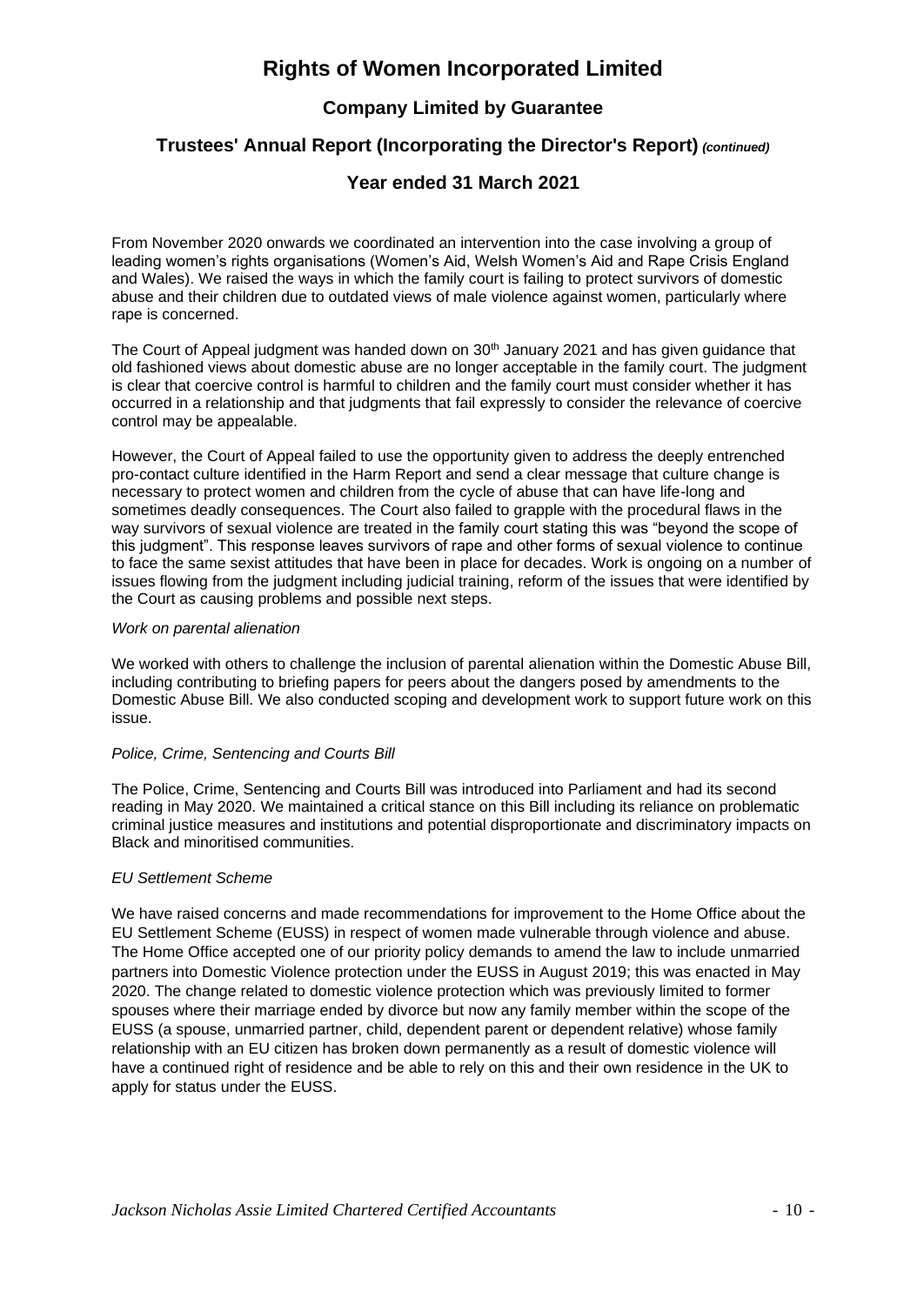From November 2020 onwards we coordinated an intervention into the case involving a group of leading women's rights organisations (Women's Aid, Welsh Women's Aid and Rape Crisis England and Wales). We raised the ways in which the family court is failing to protect survivors of domestic abuse and their children due to outdated views of male violence against women, particularly where rape is concerned.

The Court of Appeal judgment was handed down on 30th January 2021 and has given guidance that old fashioned views about domestic abuse are no longer acceptable in the family court. The judgment is clear that coercive control is harmful to children and the family court must consider whether it has occurred in a relationship and that judgments that fail expressly to consider the relevance of coercive control may be appealable.

However, the Court of Appeal failed to use the opportunity given to address the deeply entrenched pro-contact culture identified in the Harm Report and send a clear message that culture change is necessary to protect women and children from the cycle of abuse that can have life-long and sometimes deadly consequences. The Court also failed to grapple with the procedural flaws in the way survivors of sexual violence are treated in the family court stating this was "beyond the scope of this judgment". This response leaves survivors of rape and other forms of sexual violence to continue to face the same sexist attitudes that have been in place for decades. Work is ongoing on a number of issues flowing from the judgment including judicial training, reform of the issues that were identified by the Court as causing problems and possible next steps.

*Work on parental alienation*

We worked with others to challenge the inclusion of parental alienation within the Domestic Abuse Bill, including contributing to briefing papers for peers about the dangers posed by amendments to the Domestic Abuse Bill. We also conducted scoping and development work to support future work on this issue.

*Police, Crime, Sentencing and Courts Bill*

The Police, Crime, Sentencing and Courts Bill was introduced into Parliament and had its second reading in May 2020. We maintained a critical stance on this Bill including its reliance on problematic criminal justice measures and institutions and potential disproportionate and discriminatory impacts on Black and minoritised communities.

*EU Settlement Scheme*

We have raised concerns and made recommendations for improvement to the Home Office about the EU Settlement Scheme (EUSS) in respect of women made vulnerable through violence and abuse. The Home Office accepted one of our priority policy demands to amend the law to include unmarried partners into Domestic Violence protection under the EUSS in August 2019; this was enacted in May 2020. The change related to domestic violence protection which was previously limited to former spouses where their marriage ended by divorce but now any family member within the scope of the EUSS (a spouse, unmarried partner, child, dependent parent or dependent relative) whose family relationship with an EU citizen has broken down permanently as a result of domestic violence will have a continued right of residence and be able to rely on this and their own residence in the UK to apply for status under the EUSS.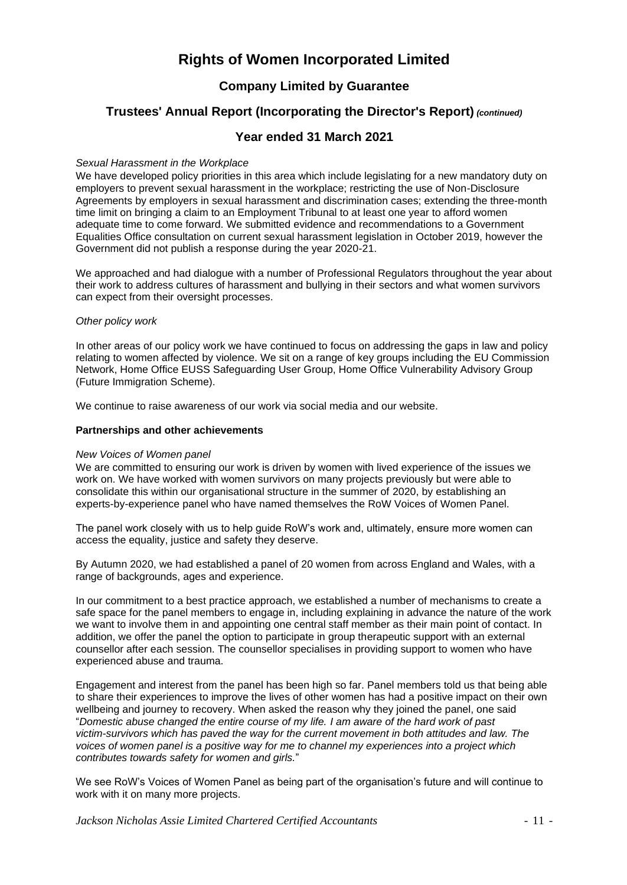*Sexual Harassment in the Workplace*

We have developed policy priorities in this area which include legislating for a new mandatory duty on employers to prevent sexual harassment in the workplace; restricting the use of Non-Disclosure Agreements by employers in sexual harassment and discrimination cases; extending the three-month time limit on bringing a claim to an Employment Tribunal to at least one year to afford women adequate time to come forward. We submitted evidence and recommendations to a Government Equalities Office consultation on current sexual harassment legislation in October 2019, however the Government did not publish a response during the year 2020-21.

We approached and had dialogue with a number of Professional Regulators throughout the year about their work to address cultures of harassment and bullying in their sectors and what women survivors can expect from their oversight processes.

*Other policy work*

In other areas of our policy work we have continued to focus on addressing the gaps in law and policy relating to women affected by violence. We sit on a range of key groups including the EU Commission Network, Home Office EUSS Safeguarding User Group, Home Office Vulnerability Advisory Group (Future Immigration Scheme).

We continue to raise awareness of our work via social media and our website.

**Partnerships and other achievements**

*New Voices of Women panel*

We are committed to ensuring our work is driven by women with lived experience of the issues we work on. We have worked with women survivors on many projects previously but were able to consolidate this within our organisational structure in the summer of 2020, by establishing an experts-by-experience panel who have named themselves the RoW Voices of Women Panel.

The panel work closely with us to help guide RoW's work and, ultimately, ensure more women can access the equality, justice and safety they deserve.

By Autumn 2020, we had established a panel of 20 women from across England and Wales, with a range of backgrounds, ages and experience.

In our commitment to a best practice approach, we established a number of mechanisms to create a safe space for the panel members to engage in, including explaining in advance the nature of the work we want to involve them in and appointing one central staff member as their main point of contact. In addition, we offer the panel the option to participate in group therapeutic support with an external counsellor after each session. The counsellor specialises in providing support to women who have experienced abuse and trauma.

Engagement and interest from the panel has been high so far. Panel members told us that being able to share their experiences to improve the lives of other women has had a positive impact on their own wellbeing and journey to recovery. When asked the reason why they joined the panel, one said "*Domestic abuse changed the entire course of my life. I am aware of the hard work of past victim-survivors which has paved the way for the current movement in both attitudes and law. The voices of women panel is a positive way for me to channel my experiences into a project which contributes towards safety for women and girls.*"

We see RoW's Voices of Women Panel as being part of the organisation's future and will continue to work with it on many more projects.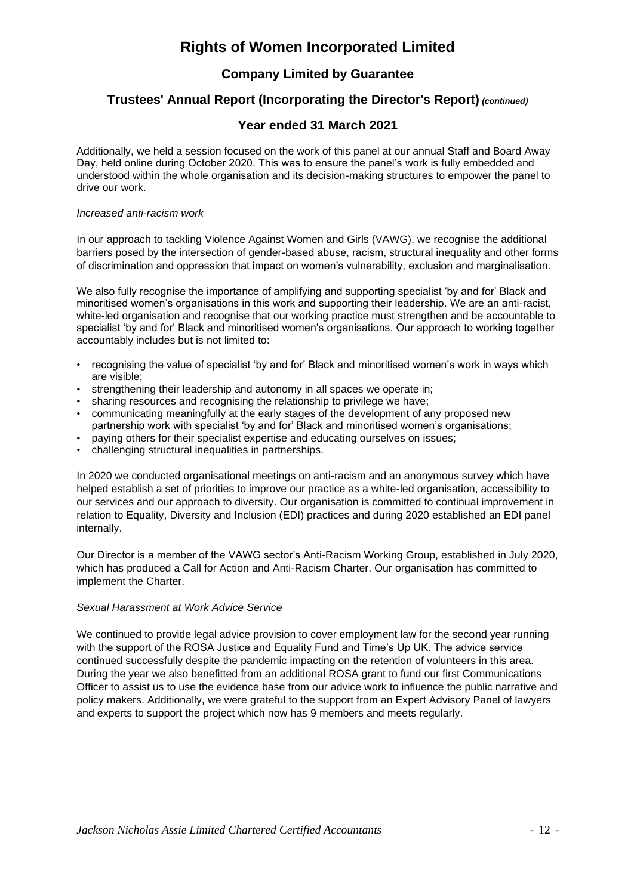Additionally, we held a session focused on the work of this panel at our annual Staff and Board Away Day, held online during October 2020. This was to ensure the panel's work is fully embedded and understood within the whole organisation and its decision-making structures to empower the panel to drive our work.

*Increased anti-racism work*

In our approach to tackling Violence Against Women and Girls (VAWG), we recognise the additional barriers posed by the intersection of gender-based abuse, racism, structural inequality and other forms of discrimination and oppression that impact on women's vulnerability, exclusion and marginalisation.

We also fully recognise the importance of amplifying and supporting specialist 'by and for' Black and minoritised women's organisations in this work and supporting their leadership. We are an anti-racist, white-led organisation and recognise that our working practice must strengthen and be accountable to specialist 'by and for' Black and minoritised women's organisations. Our approach to working together accountably includes but is not limited to:

- recognising the value of specialist 'by and for' Black and minoritised women's work in ways which are visible;
- strengthening their leadership and autonomy in all spaces we operate in;
- sharing resources and recognising the relationship to privilege we have;
- communicating meaningfully at the early stages of the development of any proposed new partnership work with specialist 'by and for' Black and minoritised women's organisations;
- paying others for their specialist expertise and educating ourselves on issues;
- challenging structural inequalities in partnerships.

In 2020 we conducted organisational meetings on anti-racism and an anonymous survey which have helped establish a set of priorities to improve our practice as a white-led organisation, accessibility to our services and our approach to diversity. Our organisation is committed to continual improvement in relation to Equality, Diversity and Inclusion (EDI) practices and during 2020 established an EDI panel internally.

Our Director is a member of the VAWG sector's Anti-Racism Working Group, established in July 2020, which has produced a Call for Action and Anti-Racism Charter. Our organisation has committed to implement the Charter.

*Sexual Harassment at Work Advice Service*

We continued to provide legal advice provision to cover employment law for the second year running with the support of the ROSA Justice and Equality Fund and Time's Up UK. The advice service continued successfully despite the pandemic impacting on the retention of volunteers in this area. During the year we also benefitted from an additional ROSA grant to fund our first Communications Officer to assist us to use the evidence base from our advice work to influence the public narrative and policy makers. Additionally, we were grateful to the support from an Expert Advisory Panel of lawyers and experts to support the project which now has 9 members and meets regularly.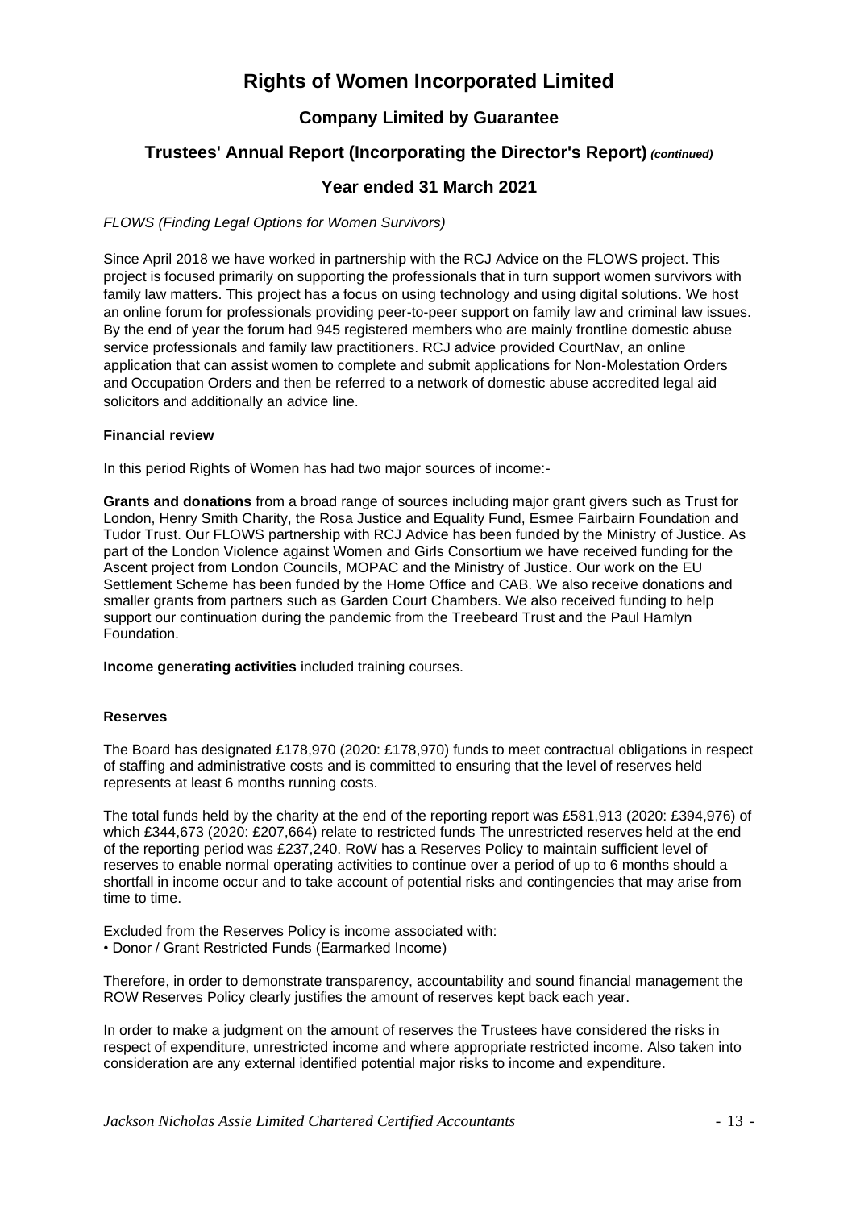*FLOWS (Finding Legal Options for Women Survivors)*

Since April 2018 we have worked in partnership with the RCJ Advice on the FLOWS project. This project is focused primarily on supporting the professionals that in turn support women survivors with family law matters. This project has a focus on using technology and using digital solutions. We host an online forum for professionals providing peer-to-peer support on family law and criminal law issues. By the end of year the forum had 945 registered members who are mainly frontline domestic abuse service professionals and family law practitioners. RCJ advice provided CourtNav, an online application that can assist women to complete and submit applications for Non-Molestation Orders and Occupation Orders and then be referred to a network of domestic abuse accredited legal aid solicitors and additionally an advice line.

**Financial review**

In this period Rights of Women has had two major sources of income:-

**Grants and donations** from a broad range of sources including major grant givers such as Trust for London, Henry Smith Charity, the Rosa Justice and Equality Fund, Esmee Fairbairn Foundation and Tudor Trust. Our FLOWS partnership with RCJ Advice has been funded by the Ministry of Justice. As part of the London Violence against Women and Girls Consortium we have received funding for the Ascent project from London Councils, MOPAC and the Ministry of Justice. Our work on the EU Settlement Scheme has been funded by the Home Office and CAB. We also receive donations and smaller grants from partners such as Garden Court Chambers. We also received funding to help support our continuation during the pandemic from the Treebeard Trust and the Paul Hamlyn Foundation.

**Income generating activities** included training courses.

**Reserves**

The Board has designated £178,970 (2020: £178,970) funds to meet contractual obligations in respect of staffing and administrative costs and is committed to ensuring that the level of reserves held represents at least 6 months running costs.

The total funds held by the charity at the end of the reporting report was £581,913 (2020: £394,976) of which £344,673 (2020: £207,664) relate to restricted funds The unrestricted reserves held at the end of the reporting period was £237,240. RoW has a Reserves Policy to maintain sufficient level of reserves to enable normal operating activities to continue over a period of up to 6 months should a shortfall in income occur and to take account of potential risks and contingencies that may arise from time to time.

Excluded from the Reserves Policy is income associated with:

- Donor / Grant Restricted Funds (Earmarked Income)

Therefore, in order to demonstrate transparency, accountability and sound financial management the ROW Reserves Policy clearly justifies the amount of reserves kept back each year.

In order to make a judgment on the amount of reserves the Trustees have considered the risks in respect of expenditure, unrestricted income and where appropriate restricted income. Also taken into consideration are any external identified potential major risks to income and expenditure.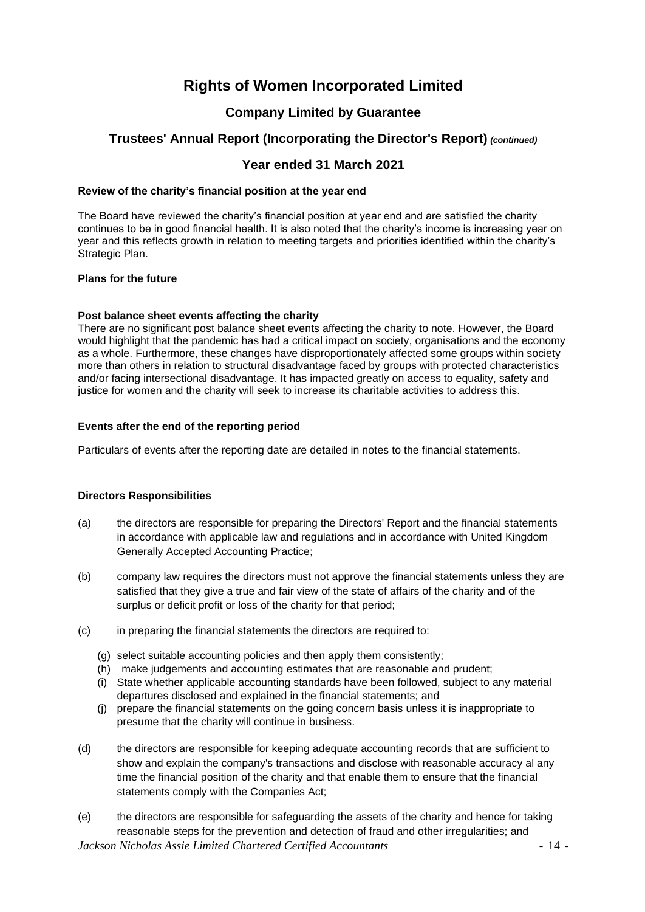## Review of the charity's financial position at the year end

The Board have reviewed the charity's financial position at year end and are satisfied the charity continues to be in good financial health. It is also noted that the charity's income is increasing year on year and this reflects growth in relation to meeting targets and priorities identified within the charity's Strategic Plan.

## Plans for the future

## Post balance sheet events affecting the charity

There are no significant post balance sheet events affecting the charity to note. However, the Board would highlight that the pandemic has had a critical impact on society, organisations and the economy as a whole. Furthermore, these changes have disproportionately affected some groups within society more than others in relation to structural disadvantage faced by groups with protected characteristics and/or facing intersectional disadvantage. It has impacted greatly on access to equality, safety and justice for women and the charity will seek to increase its charitable activities to address this.

## Events after the end of the reporting period

Particulars of events after the reporting date are detailed in notes to the financial statements.

## Directors Responsibilities

(a) the directors are responsible for preparing the Directors' Report and the financial statements in accordance with applicable law and regulations and in accordance with United Kingdom Generally Accepted Accounting Practice;

(b) company law requires the directors must not approve the financial statements unless they are satisfied that they give a true and fair view of the state of affairs of the charity and of the surplus or deficit profit or loss of the charity for that period;

(c) in preparing the financial statements the directors are required to:

   (g) select suitable accounting policies and then apply them consistently;
   (h) make judgements and accounting estimates that are reasonable and prudent;
   (i) State whether applicable accounting standards have been followed, subject to any material departures disclosed and explained in the financial statements; and
   (j) prepare the financial statements on the going concern basis unless it is inappropriate to presume that the charity will continue in business.

(d) the directors are responsible for keeping adequate accounting records that are sufficient to show and explain the company's transactions and disclose with reasonable accuracy al any time the financial position of the charity and that enable them to ensure that the financial statements comply with the Companies Act;

(e) the directors are responsible for safeguarding the assets of the charity and hence for taking reasonable steps for the prevention and detection of fraud and other irregularities; and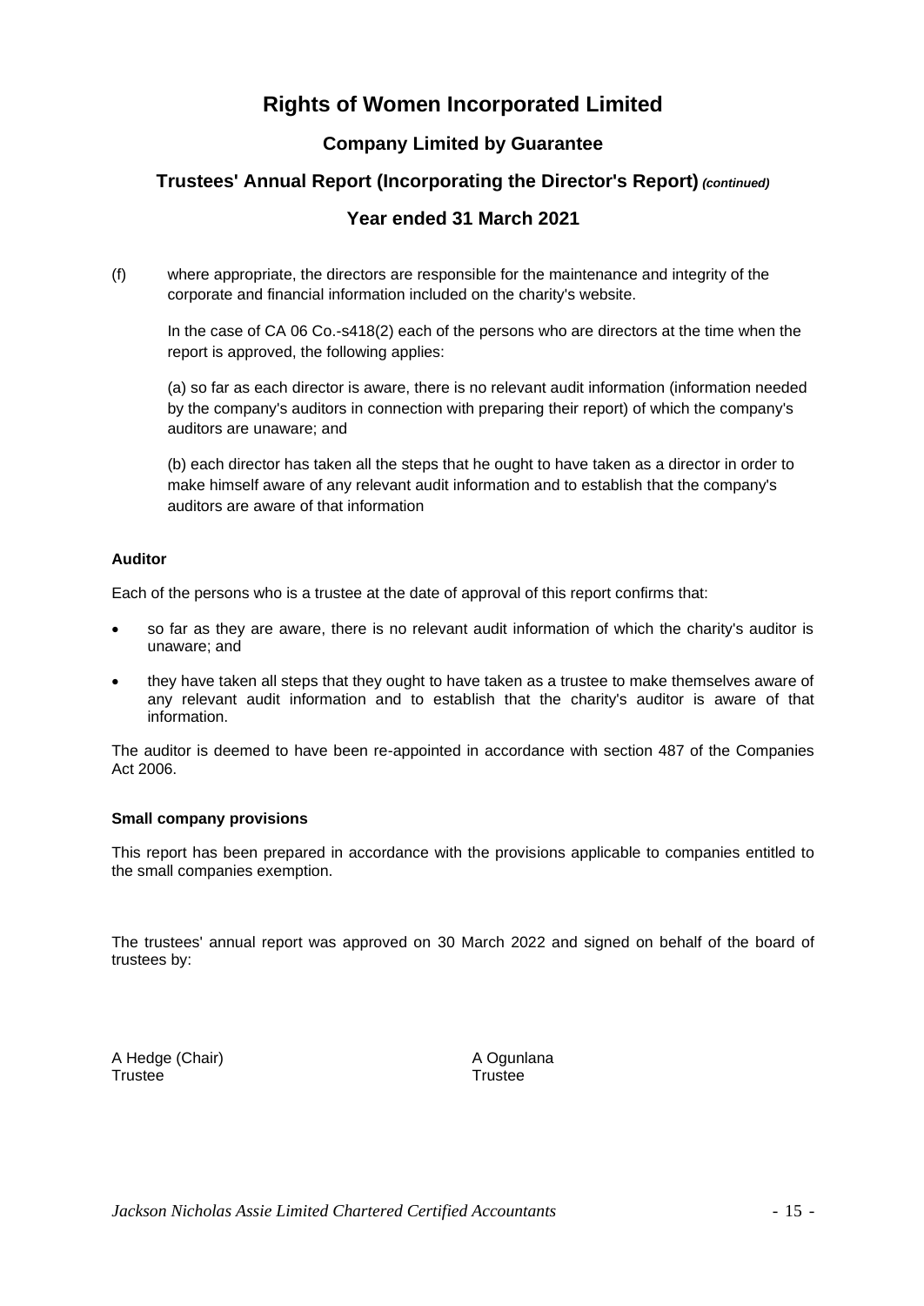(f) where appropriate, the directors are responsible for the maintenance and integrity of the corporate and financial information included on the charity's website.

In the case of CA 06 Co.-s418(2) each of the persons who are directors at the time when the report is approved, the following applies:

(a) so far as each director is aware, there is no relevant audit information (information needed by the company's auditors in connection with preparing their report) of which the company's auditors are unaware; and

(b) each director has taken all the steps that he ought to have taken as a director in order to make himself aware of any relevant audit information and to establish that the company's auditors are aware of that information

**Auditor**

Each of the persons who is a trustee at the date of approval of this report confirms that:

- so far as they are aware, there is no relevant audit information of which the charity's auditor is unaware; and
- they have taken all steps that they ought to have taken as a trustee to make themselves aware of any relevant audit information and to establish that the charity's auditor is aware of that information.

The auditor is deemed to have been re-appointed in accordance with section 487 of the Companies Act 2006.

**Small company provisions**

This report has been prepared in accordance with the provisions applicable to companies entitled to the small companies exemption.

The trustees' annual report was approved on 30 March 2022 and signed on behalf of the board of trustees by:

A Hedge (Chair)
Trustee

A Ogunlana
Trustee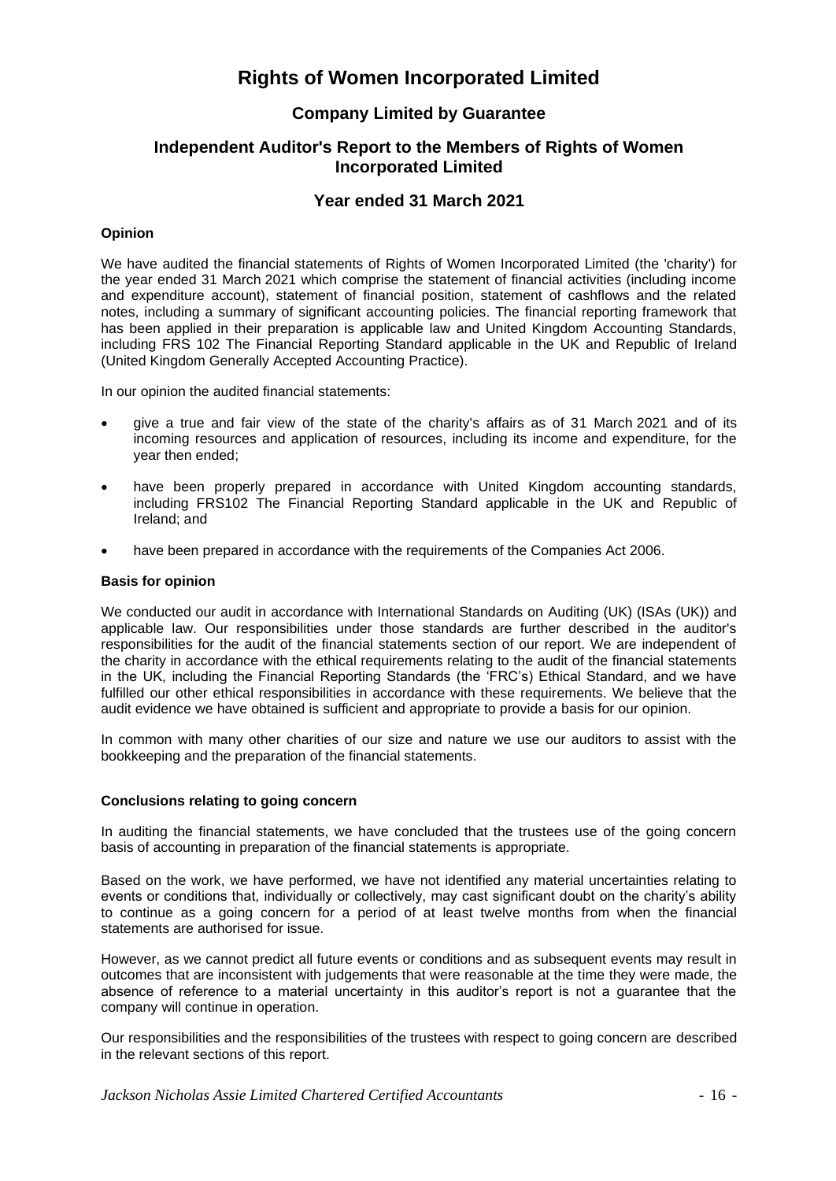# Rights of Women Incorporated Limited

## Company Limited by Guarantee

## Independent Auditor's Report to the Members of Rights of Women Incorporated Limited

## Year ended 31 March 2021

### Opinion

We have audited the financial statements of Rights of Women Incorporated Limited (the 'charity') for the year ended 31 March 2021 which comprise the statement of financial activities (including income and expenditure account), statement of financial position, statement of cashflows and the related notes, including a summary of significant accounting policies. The financial reporting framework that has been applied in their preparation is applicable law and United Kingdom Accounting Standards, including FRS 102 The Financial Reporting Standard applicable in the UK and Republic of Ireland (United Kingdom Generally Accepted Accounting Practice).

In our opinion the audited financial statements:

- give a true and fair view of the state of the charity's affairs as of 31 March 2021 and of its incoming resources and application of resources, including its income and expenditure, for the year then ended;
- have been properly prepared in accordance with United Kingdom accounting standards, including FRS102 The Financial Reporting Standard applicable in the UK and Republic of Ireland; and
- have been prepared in accordance with the requirements of the Companies Act 2006.

### Basis for opinion

We conducted our audit in accordance with International Standards on Auditing (UK) (ISAs (UK)) and applicable law. Our responsibilities under those standards are further described in the auditor's responsibilities for the audit of the financial statements section of our report. We are independent of the charity in accordance with the ethical requirements relating to the audit of the financial statements in the UK, including the Financial Reporting Standards (the 'FRC's) Ethical Standard, and we have fulfilled our other ethical responsibilities in accordance with these requirements. We believe that the audit evidence we have obtained is sufficient and appropriate to provide a basis for our opinion.

In common with many other charities of our size and nature we use our auditors to assist with the bookkeeping and the preparation of the financial statements.

### Conclusions relating to going concern

In auditing the financial statements, we have concluded that the trustees use of the going concern basis of accounting in preparation of the financial statements is appropriate.

Based on the work, we have performed, we have not identified any material uncertainties relating to events or conditions that, individually or collectively, may cast significant doubt on the charity's ability to continue as a going concern for a period of at least twelve months from when the financial statements are authorised for issue.

However, as we cannot predict all future events or conditions and as subsequent events may result in outcomes that are inconsistent with judgements that were reasonable at the time they were made, the absence of reference to a material uncertainty in this auditor's report is not a guarantee that the company will continue in operation.

Our responsibilities and the responsibilities of the trustees with respect to going concern are described in the relevant sections of this report.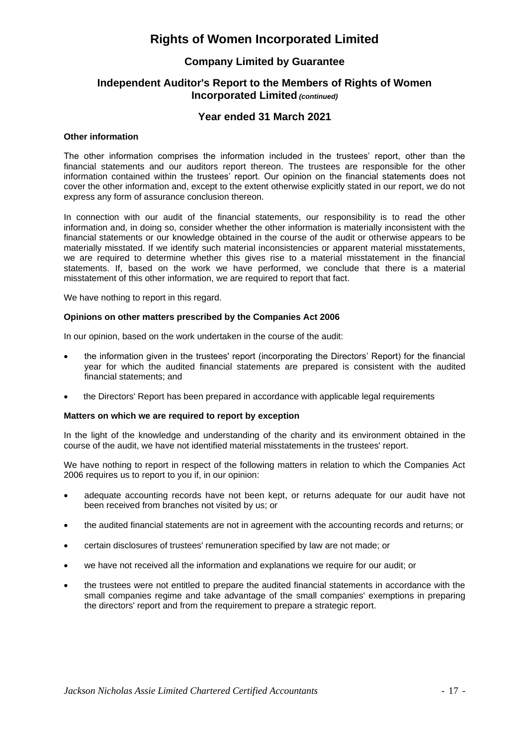# Rights of Women Incorporated Limited

## Company Limited by Guarantee

## Independent Auditor's Report to the Members of Rights of Women Incorporated Limited *(continued)*

## Year ended 31 March 2021

**Other information**

The other information comprises the information included in the trustees' report, other than the financial statements and our auditors report thereon. The trustees are responsible for the other information contained within the trustees' report. Our opinion on the financial statements does not cover the other information and, except to the extent otherwise explicitly stated in our report, we do not express any form of assurance conclusion thereon.

In connection with our audit of the financial statements, our responsibility is to read the other information and, in doing so, consider whether the other information is materially inconsistent with the financial statements or our knowledge obtained in the course of the audit or otherwise appears to be materially misstated. If we identify such material inconsistencies or apparent material misstatements, we are required to determine whether this gives rise to a material misstatement in the financial statements. If, based on the work we have performed, we conclude that there is a material misstatement of this other information, we are required to report that fact.

We have nothing to report in this regard.

**Opinions on other matters prescribed by the Companies Act 2006**

In our opinion, based on the work undertaken in the course of the audit:

- the information given in the trustees' report (incorporating the Directors' Report) for the financial year for which the audited financial statements are prepared is consistent with the audited financial statements; and
- the Directors' Report has been prepared in accordance with applicable legal requirements

**Matters on which we are required to report by exception**

In the light of the knowledge and understanding of the charity and its environment obtained in the course of the audit, we have not identified material misstatements in the trustees' report.

We have nothing to report in respect of the following matters in relation to which the Companies Act 2006 requires us to report to you if, in our opinion:

- adequate accounting records have not been kept, or returns adequate for our audit have not been received from branches not visited by us; or
- the audited financial statements are not in agreement with the accounting records and returns; or
- certain disclosures of trustees' remuneration specified by law are not made; or
- we have not received all the information and explanations we require for our audit; or
- the trustees were not entitled to prepare the audited financial statements in accordance with the small companies regime and take advantage of the small companies' exemptions in preparing the directors' report and from the requirement to prepare a strategic report.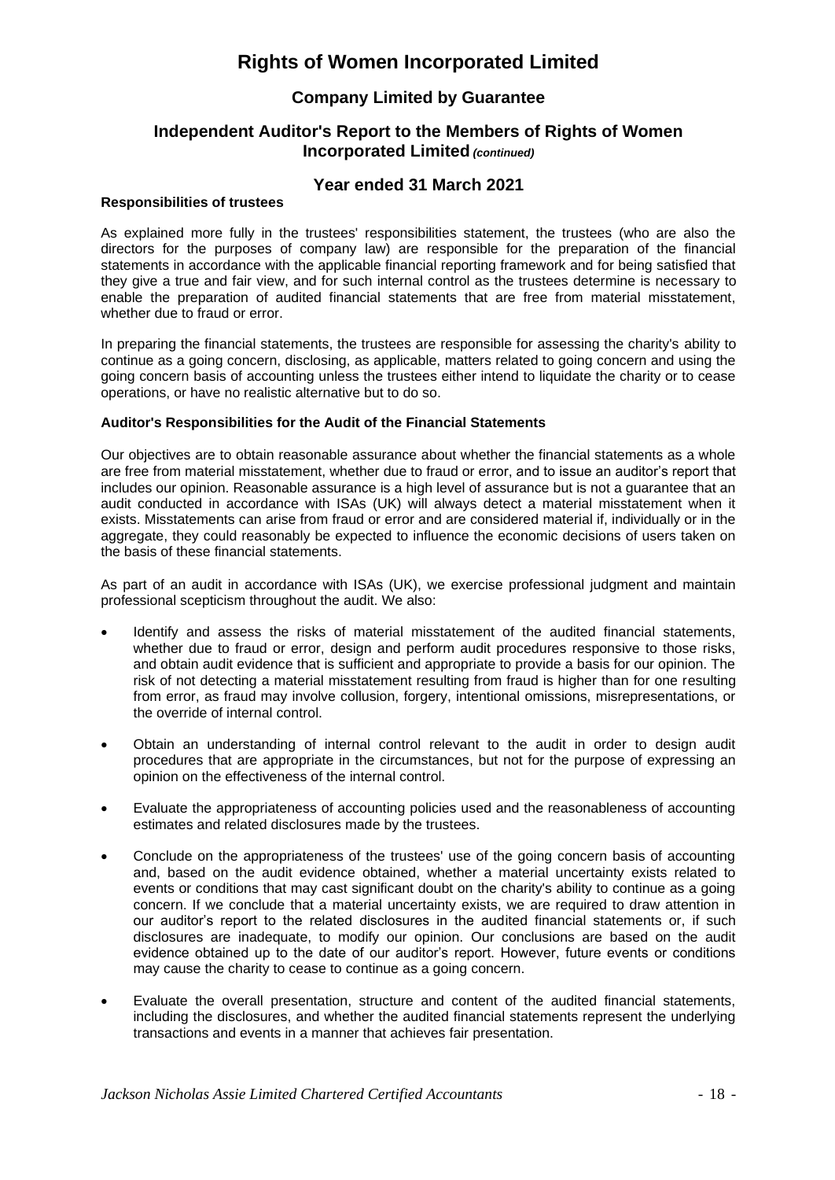# Rights of Women Incorporated Limited

## Company Limited by Guarantee

## Independent Auditor's Report to the Members of Rights of Women Incorporated Limited *(continued)*

## Year ended 31 March 2021

**Responsibilities of trustees**

As explained more fully in the trustees' responsibilities statement, the trustees (who are also the directors for the purposes of company law) are responsible for the preparation of the financial statements in accordance with the applicable financial reporting framework and for being satisfied that they give a true and fair view, and for such internal control as the trustees determine is necessary to enable the preparation of audited financial statements that are free from material misstatement, whether due to fraud or error.

In preparing the financial statements, the trustees are responsible for assessing the charity's ability to continue as a going concern, disclosing, as applicable, matters related to going concern and using the going concern basis of accounting unless the trustees either intend to liquidate the charity or to cease operations, or have no realistic alternative but to do so.

**Auditor's Responsibilities for the Audit of the Financial Statements**

Our objectives are to obtain reasonable assurance about whether the financial statements as a whole are free from material misstatement, whether due to fraud or error, and to issue an auditor's report that includes our opinion. Reasonable assurance is a high level of assurance but is not a guarantee that an audit conducted in accordance with ISAs (UK) will always detect a material misstatement when it exists. Misstatements can arise from fraud or error and are considered material if, individually or in the aggregate, they could reasonably be expected to influence the economic decisions of users taken on the basis of these financial statements.

As part of an audit in accordance with ISAs (UK), we exercise professional judgment and maintain professional scepticism throughout the audit. We also:

- Identify and assess the risks of material misstatement of the audited financial statements, whether due to fraud or error, design and perform audit procedures responsive to those risks, and obtain audit evidence that is sufficient and appropriate to provide a basis for our opinion. The risk of not detecting a material misstatement resulting from fraud is higher than for one resulting from error, as fraud may involve collusion, forgery, intentional omissions, misrepresentations, or the override of internal control.
- Obtain an understanding of internal control relevant to the audit in order to design audit procedures that are appropriate in the circumstances, but not for the purpose of expressing an opinion on the effectiveness of the internal control.
- Evaluate the appropriateness of accounting policies used and the reasonableness of accounting estimates and related disclosures made by the trustees.
- Conclude on the appropriateness of the trustees' use of the going concern basis of accounting and, based on the audit evidence obtained, whether a material uncertainty exists related to events or conditions that may cast significant doubt on the charity's ability to continue as a going concern. If we conclude that a material uncertainty exists, we are required to draw attention in our auditor's report to the related disclosures in the audited financial statements or, if such disclosures are inadequate, to modify our opinion. Our conclusions are based on the audit evidence obtained up to the date of our auditor's report. However, future events or conditions may cause the charity to cease to continue as a going concern.
- Evaluate the overall presentation, structure and content of the audited financial statements, including the disclosures, and whether the audited financial statements represent the underlying transactions and events in a manner that achieves fair presentation.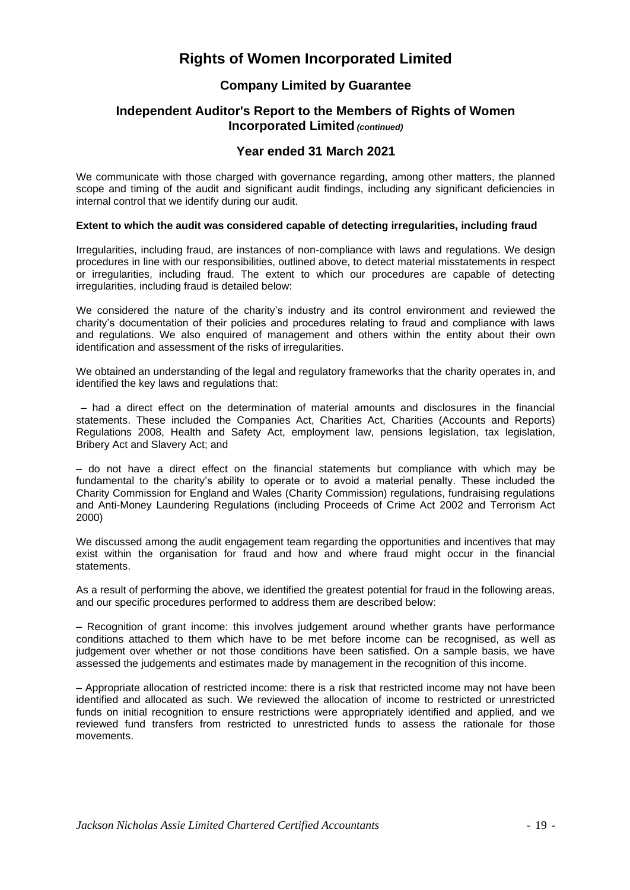# Rights of Women Incorporated Limited

## Company Limited by Guarantee

## Independent Auditor's Report to the Members of Rights of Women Incorporated Limited *(continued)*

## Year ended 31 March 2021

We communicate with those charged with governance regarding, among other matters, the planned scope and timing of the audit and significant audit findings, including any significant deficiencies in internal control that we identify during our audit.

**Extent to which the audit was considered capable of detecting irregularities, including fraud**

Irregularities, including fraud, are instances of non-compliance with laws and regulations. We design procedures in line with our responsibilities, outlined above, to detect material misstatements in respect or irregularities, including fraud. The extent to which our procedures are capable of detecting irregularities, including fraud is detailed below:

We considered the nature of the charity's industry and its control environment and reviewed the charity's documentation of their policies and procedures relating to fraud and compliance with laws and regulations. We also enquired of management and others within the entity about their own identification and assessment of the risks of irregularities.

We obtained an understanding of the legal and regulatory frameworks that the charity operates in, and identified the key laws and regulations that:

– had a direct effect on the determination of material amounts and disclosures in the financial statements. These included the Companies Act, Charities Act, Charities (Accounts and Reports) Regulations 2008, Health and Safety Act, employment law, pensions legislation, tax legislation, Bribery Act and Slavery Act; and

– do not have a direct effect on the financial statements but compliance with which may be fundamental to the charity's ability to operate or to avoid a material penalty. These included the Charity Commission for England and Wales (Charity Commission) regulations, fundraising regulations and Anti-Money Laundering Regulations (including Proceeds of Crime Act 2002 and Terrorism Act 2000)

We discussed among the audit engagement team regarding the opportunities and incentives that may exist within the organisation for fraud and how and where fraud might occur in the financial statements.

As a result of performing the above, we identified the greatest potential for fraud in the following areas, and our specific procedures performed to address them are described below:

– Recognition of grant income: this involves judgement around whether grants have performance conditions attached to them which have to be met before income can be recognised, as well as judgement over whether or not those conditions have been satisfied. On a sample basis, we have assessed the judgements and estimates made by management in the recognition of this income.

– Appropriate allocation of restricted income: there is a risk that restricted income may not have been identified and allocated as such. We reviewed the allocation of income to restricted or unrestricted funds on initial recognition to ensure restrictions were appropriately identified and applied, and we reviewed fund transfers from restricted to unrestricted funds to assess the rationale for those movements.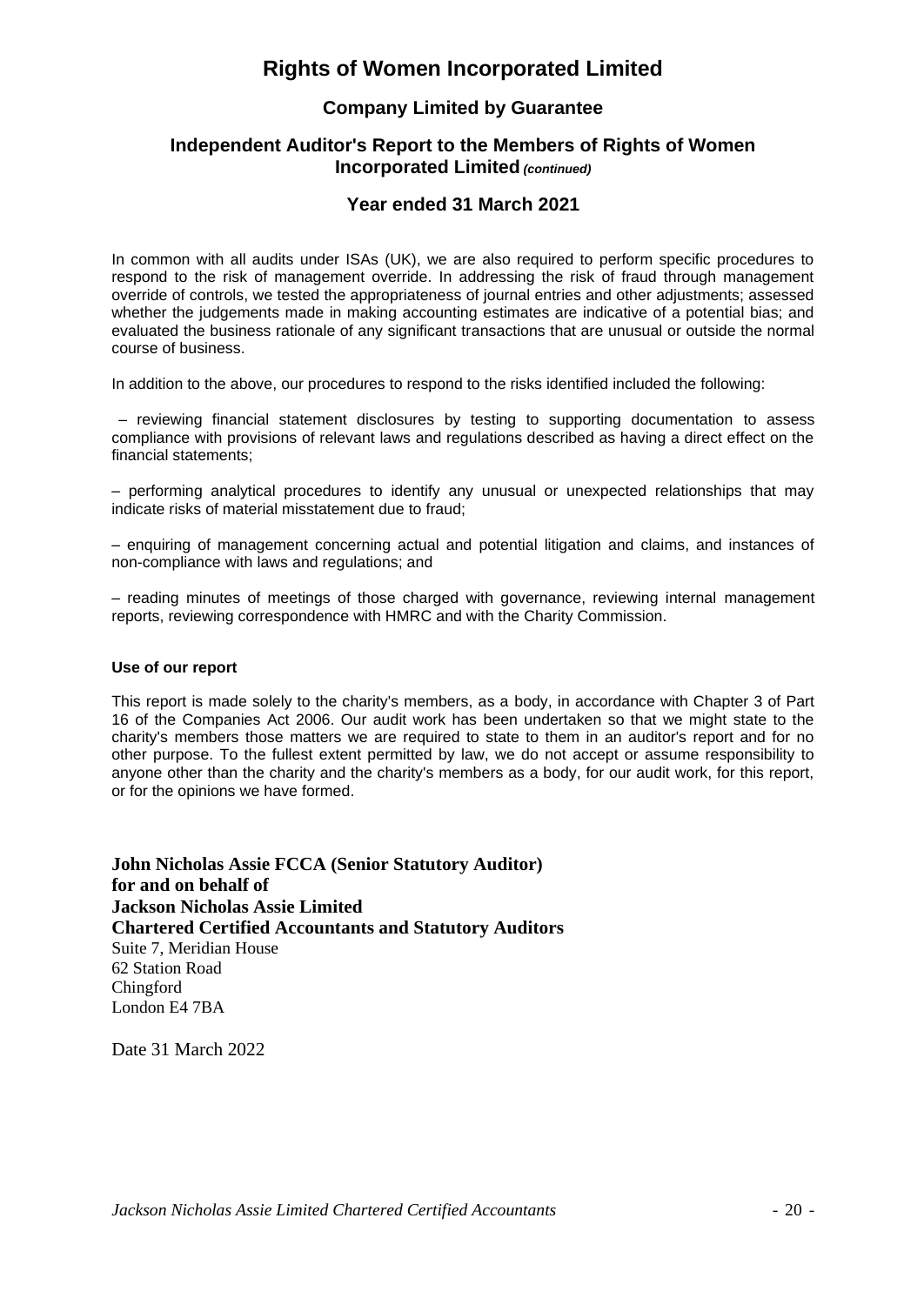# Rights of Women Incorporated Limited

## Company Limited by Guarantee

## Independent Auditor's Report to the Members of Rights of Women Incorporated Limited *(continued)*

## Year ended 31 March 2021

In common with all audits under ISAs (UK), we are also required to perform specific procedures to respond to the risk of management override. In addressing the risk of fraud through management override of controls, we tested the appropriateness of journal entries and other adjustments; assessed whether the judgements made in making accounting estimates are indicative of a potential bias; and evaluated the business rationale of any significant transactions that are unusual or outside the normal course of business.

In addition to the above, our procedures to respond to the risks identified included the following:

– reviewing financial statement disclosures by testing to supporting documentation to assess compliance with provisions of relevant laws and regulations described as having a direct effect on the financial statements;

– performing analytical procedures to identify any unusual or unexpected relationships that may indicate risks of material misstatement due to fraud;

– enquiring of management concerning actual and potential litigation and claims, and instances of non-compliance with laws and regulations; and

– reading minutes of meetings of those charged with governance, reviewing internal management reports, reviewing correspondence with HMRC and with the Charity Commission.

**Use of our report**

This report is made solely to the charity's members, as a body, in accordance with Chapter 3 of Part 16 of the Companies Act 2006. Our audit work has been undertaken so that we might state to the charity's members those matters we are required to state to them in an auditor's report and for no other purpose. To the fullest extent permitted by law, we do not accept or assume responsibility to anyone other than the charity and the charity's members as a body, for our audit work, for this report, or for the opinions we have formed.

**John Nicholas Assie FCCA (Senior Statutory Auditor)**
**for and on behalf of**
**Jackson Nicholas Assie Limited**
**Chartered Certified Accountants and Statutory Auditors**
Suite 7, Meridian House
62 Station Road
Chingford
London E4 7BA

Date 31 March 2022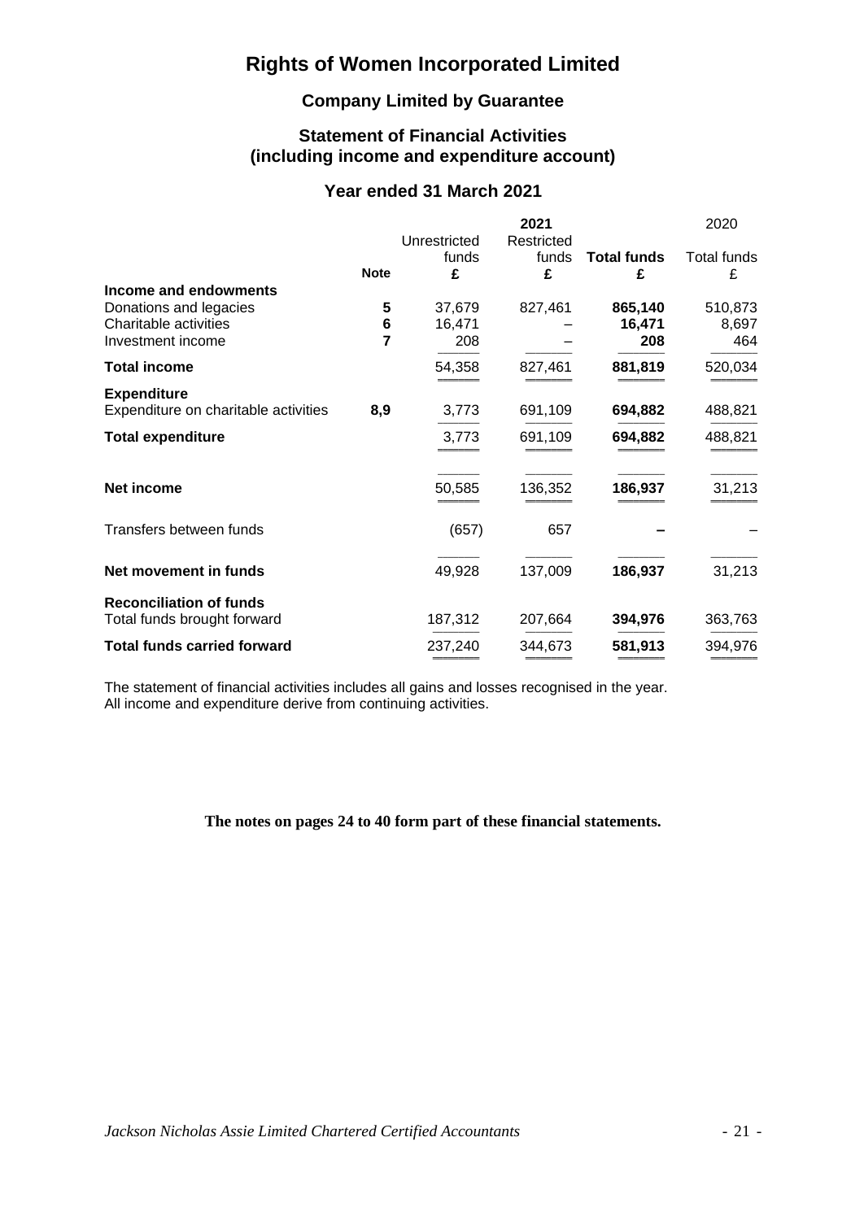# Rights of Women Incorporated Limited

## Company Limited by Guarantee

## Statement of Financial Activities (including income and expenditure account)

## Year ended 31 March 2021

| | Note | 2021 Unrestricted funds £ | 2021 Restricted funds £ | 2021 **Total funds** £ | 2020 Total funds £ |
|---|---|---|---|---|---|
| **Income and endowments** | | | | | |
| Donations and legacies | 5 | 37,679 | 827,461 | **865,140** | 510,873 |
| Charitable activities | 6 | 16,471 | – | **16,471** | 8,697 |
| Investment income | 7 | 208 | – | **208** | 464 |
| **Total income** | | 54,358 | 827,461 | **881,819** | 520,034 |
| **Expenditure** | | | | | |
| Expenditure on charitable activities | 8,9 | 3,773 | 691,109 | **694,882** | 488,821 |
| **Total expenditure** | | 3,773 | 691,109 | **694,882** | 488,821 |
| **Net income** | | 50,585 | 136,352 | **186,937** | 31,213 |
| Transfers between funds | | (657) | 657 | **–** | – |
| **Net movement in funds** | | 49,928 | 137,009 | **186,937** | 31,213 |
| **Reconciliation of funds** | | | | | |
| Total funds brought forward | | 187,312 | 207,664 | **394,976** | 363,763 |
| **Total funds carried forward** | | 237,240 | 344,673 | **581,913** | 394,976 |

The statement of financial activities includes all gains and losses recognised in the year.
All income and expenditure derive from continuing activities.

**The notes on pages 24 to 40 form part of these financial statements.**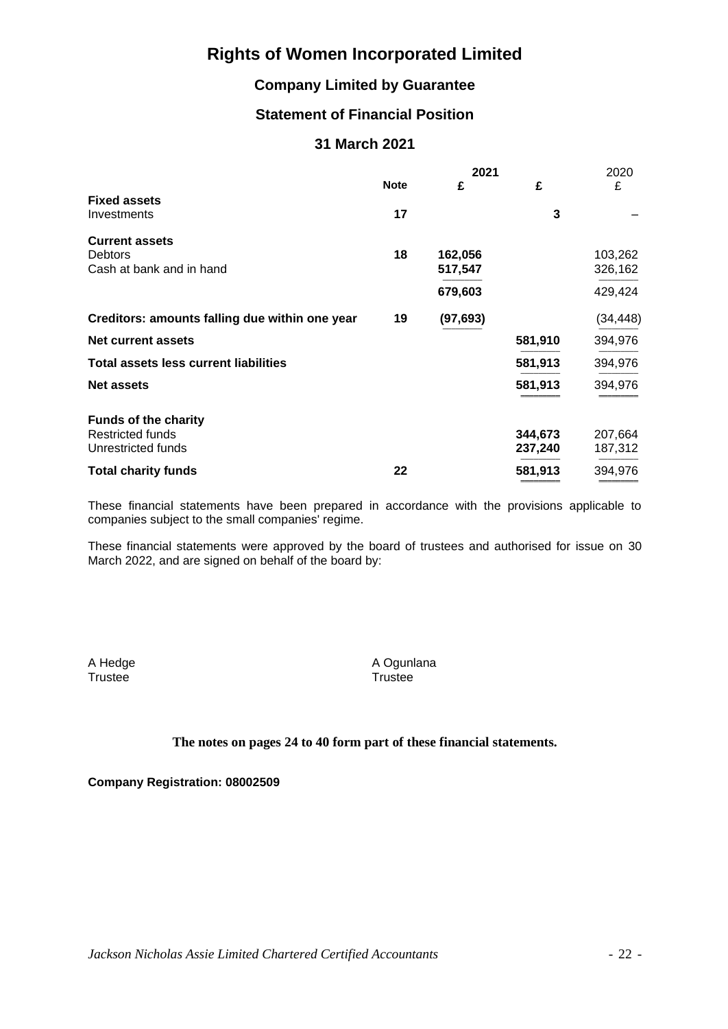# Rights of Women Incorporated Limited

## Company Limited by Guarantee

## Statement of Financial Position

## 31 March 2021

| | Note | 2021 £ | 2021 £ | 2020 £ |
|---|---|---|---|---|
| **Fixed assets** | | | | |
| Investments | 17 | | **3** | – |
| **Current assets** | | | | |
| Debtors | 18 | **162,056** | | 103,262 |
| Cash at bank and in hand | | **517,547** | | 326,162 |
| | | **679,603** | | 429,424 |
| **Creditors: amounts falling due within one year** | 19 | **(97,693)** | | (34,448) |
| **Net current assets** | | | **581,910** | 394,976 |
| **Total assets less current liabilities** | | | **581,913** | 394,976 |
| **Net assets** | | | **581,913** | 394,976 |
| **Funds of the charity** | | | | |
| Restricted funds | | | **344,673** | 207,664 |
| Unrestricted funds | | | **237,240** | 187,312 |
| **Total charity funds** | 22 | | **581,913** | 394,976 |

These financial statements have been prepared in accordance with the provisions applicable to companies subject to the small companies' regime.

These financial statements were approved by the board of trustees and authorised for issue on 30 March 2022, and are signed on behalf of the board by:

A Hedge
Trustee

A Ogunlana
Trustee

**The notes on pages 24 to 40 form part of these financial statements.**

**Company Registration: 08002509**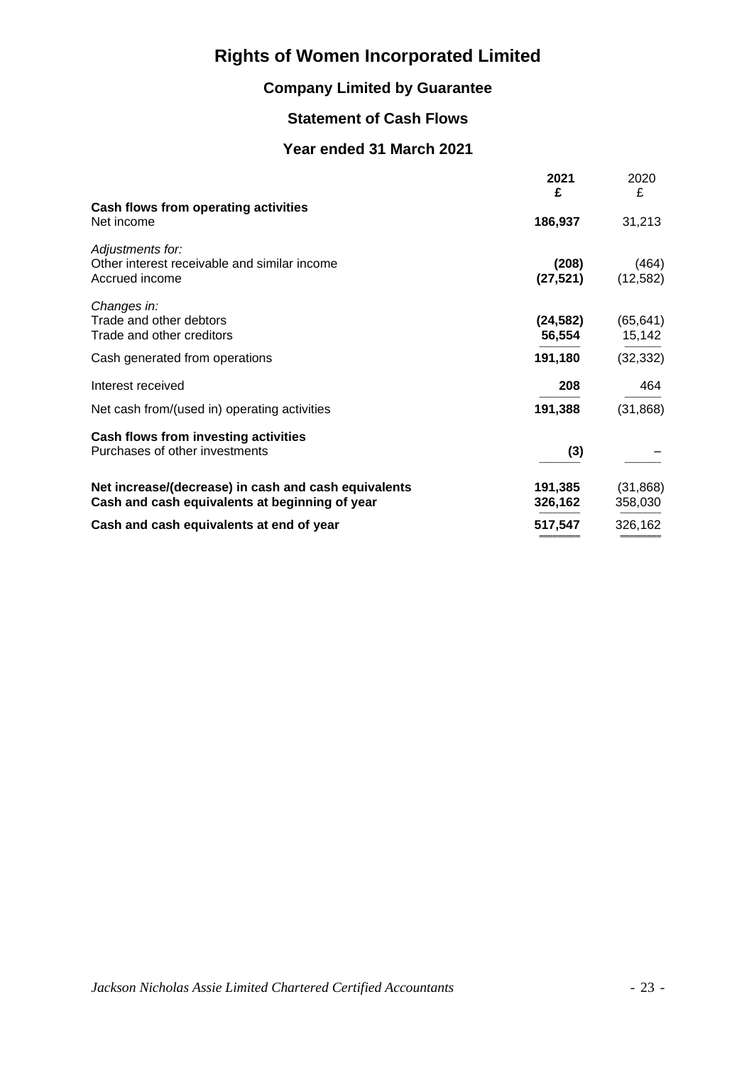# Rights of Women Incorporated Limited

## Company Limited by Guarantee

## Statement of Cash Flows

## Year ended 31 March 2021

| | 2021 £ | 2020 £ |
|---|---|---|
| **Cash flows from operating activities** | | |
| Net income | **186,937** | 31,213 |
| *Adjustments for:* | | |
| Other interest receivable and similar income | **(208)** | (464) |
| Accrued income | **(27,521)** | (12,582) |
| *Changes in:* | | |
| Trade and other debtors | **(24,582)** | (65,641) |
| Trade and other creditors | **56,554** | 15,142 |
| Cash generated from operations | **191,180** | (32,332) |
| Interest received | **208** | 464 |
| Net cash from/(used in) operating activities | **191,388** | (31,868) |
| **Cash flows from investing activities** | | |
| Purchases of other investments | **(3)** | – |
| **Net increase/(decrease) in cash and cash equivalents** | **191,385** | (31,868) |
| **Cash and cash equivalents at beginning of year** | **326,162** | 358,030 |
| **Cash and cash equivalents at end of year** | **517,547** | 326,162 |

*Jackson Nicholas Assie Limited Chartered Certified Accountants*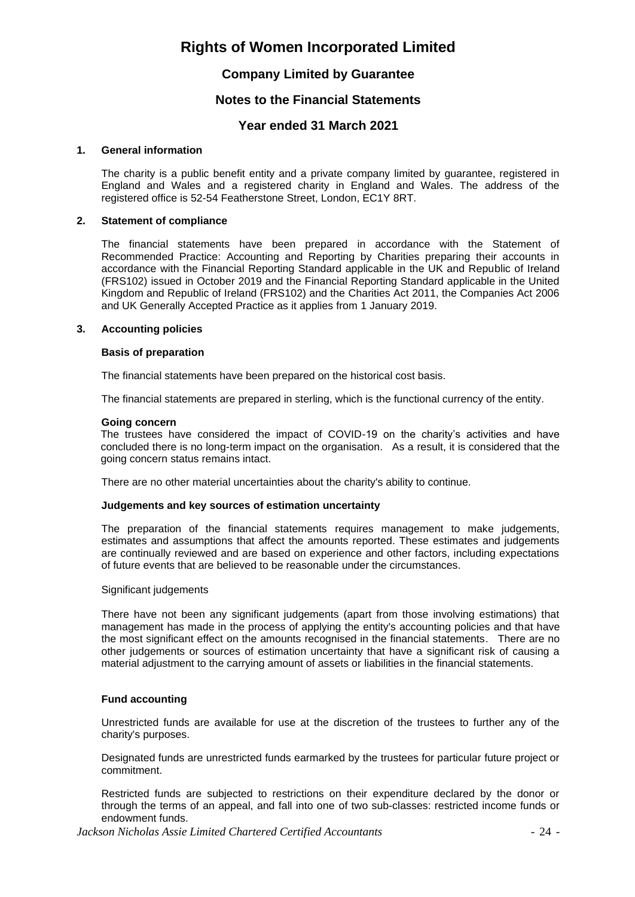# Rights of Women Incorporated Limited

## Company Limited by Guarantee

## Notes to the Financial Statements

## Year ended 31 March 2021

### 1. General information

The charity is a public benefit entity and a private company limited by guarantee, registered in England and Wales and a registered charity in England and Wales. The address of the registered office is 52-54 Featherstone Street, London, EC1Y 8RT.

### 2. Statement of compliance

The financial statements have been prepared in accordance with the Statement of Recommended Practice: Accounting and Reporting by Charities preparing their accounts in accordance with the Financial Reporting Standard applicable in the UK and Republic of Ireland (FRS102) issued in October 2019 and the Financial Reporting Standard applicable in the United Kingdom and Republic of Ireland (FRS102) and the Charities Act 2011, the Companies Act 2006 and UK Generally Accepted Practice as it applies from 1 January 2019.

### 3. Accounting policies

**Basis of preparation**

The financial statements have been prepared on the historical cost basis.

The financial statements are prepared in sterling, which is the functional currency of the entity.

**Going concern**

The trustees have considered the impact of COVID-19 on the charity's activities and have concluded there is no long-term impact on the organisation. As a result, it is considered that the going concern status remains intact.

There are no other material uncertainties about the charity's ability to continue.

**Judgements and key sources of estimation uncertainty**

The preparation of the financial statements requires management to make judgements, estimates and assumptions that affect the amounts reported. These estimates and judgements are continually reviewed and are based on experience and other factors, including expectations of future events that are believed to be reasonable under the circumstances.

Significant judgements

There have not been any significant judgements (apart from those involving estimations) that management has made in the process of applying the entity's accounting policies and that have the most significant effect on the amounts recognised in the financial statements. There are no other judgements or sources of estimation uncertainty that have a significant risk of causing a material adjustment to the carrying amount of assets or liabilities in the financial statements.

**Fund accounting**

Unrestricted funds are available for use at the discretion of the trustees to further any of the charity's purposes.

Designated funds are unrestricted funds earmarked by the trustees for particular future project or commitment.

Restricted funds are subjected to restrictions on their expenditure declared by the donor or through the terms of an appeal, and fall into one of two sub-classes: restricted income funds or endowment funds.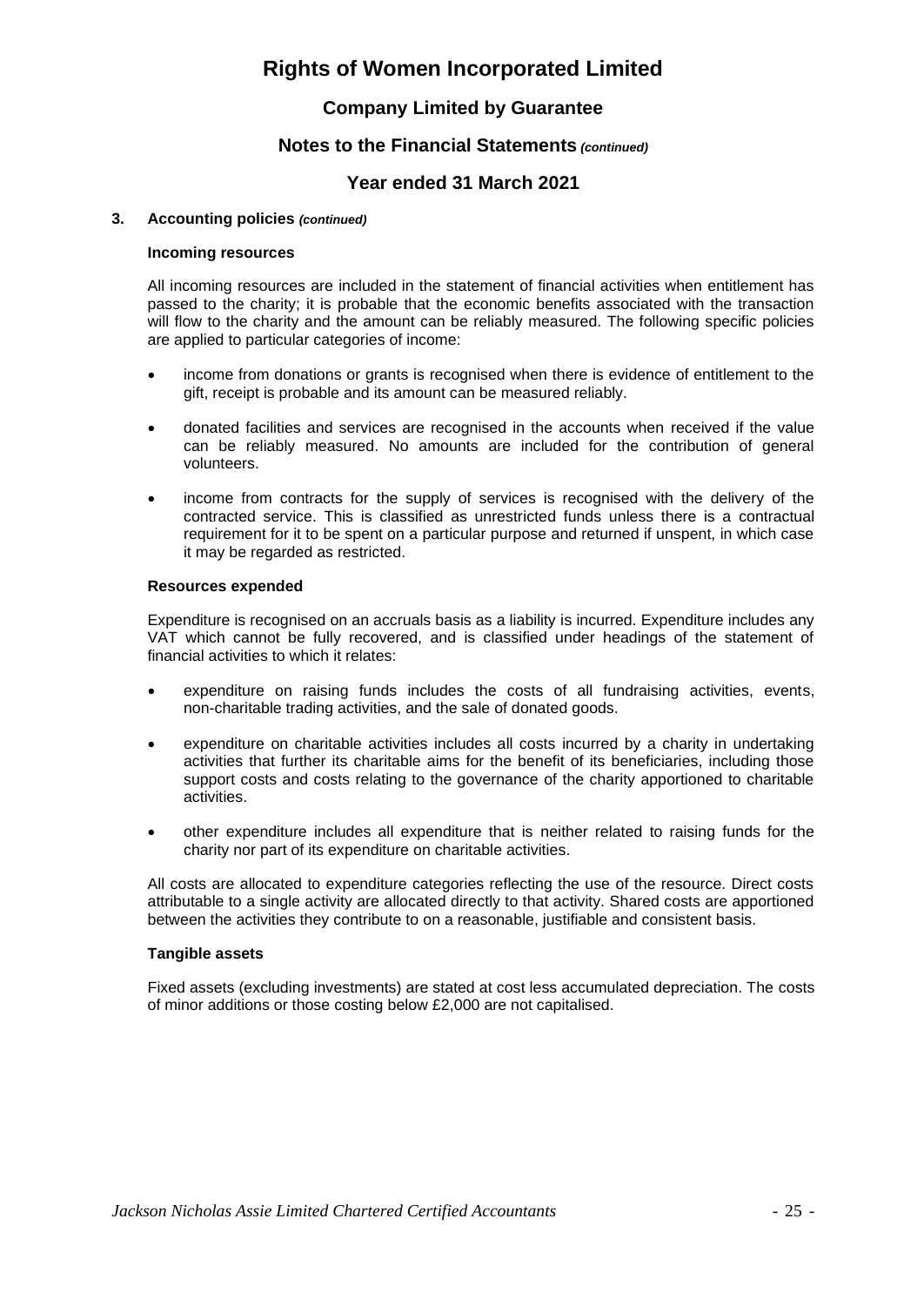### 3. Accounting policies *(continued)*

#### Incoming resources

All incoming resources are included in the statement of financial activities when entitlement has passed to the charity; it is probable that the economic benefits associated with the transaction will flow to the charity and the amount can be reliably measured. The following specific policies are applied to particular categories of income:

- income from donations or grants is recognised when there is evidence of entitlement to the gift, receipt is probable and its amount can be measured reliably.
- donated facilities and services are recognised in the accounts when received if the value can be reliably measured. No amounts are included for the contribution of general volunteers.
- income from contracts for the supply of services is recognised with the delivery of the contracted service. This is classified as unrestricted funds unless there is a contractual requirement for it to be spent on a particular purpose and returned if unspent, in which case it may be regarded as restricted.

#### Resources expended

Expenditure is recognised on an accruals basis as a liability is incurred. Expenditure includes any VAT which cannot be fully recovered, and is classified under headings of the statement of financial activities to which it relates:

- expenditure on raising funds includes the costs of all fundraising activities, events, non-charitable trading activities, and the sale of donated goods.
- expenditure on charitable activities includes all costs incurred by a charity in undertaking activities that further its charitable aims for the benefit of its beneficiaries, including those support costs and costs relating to the governance of the charity apportioned to charitable activities.
- other expenditure includes all expenditure that is neither related to raising funds for the charity nor part of its expenditure on charitable activities.

All costs are allocated to expenditure categories reflecting the use of the resource. Direct costs attributable to a single activity are allocated directly to that activity. Shared costs are apportioned between the activities they contribute to on a reasonable, justifiable and consistent basis.

#### Tangible assets

Fixed assets (excluding investments) are stated at cost less accumulated depreciation. The costs of minor additions or those costing below £2,000 are not capitalised.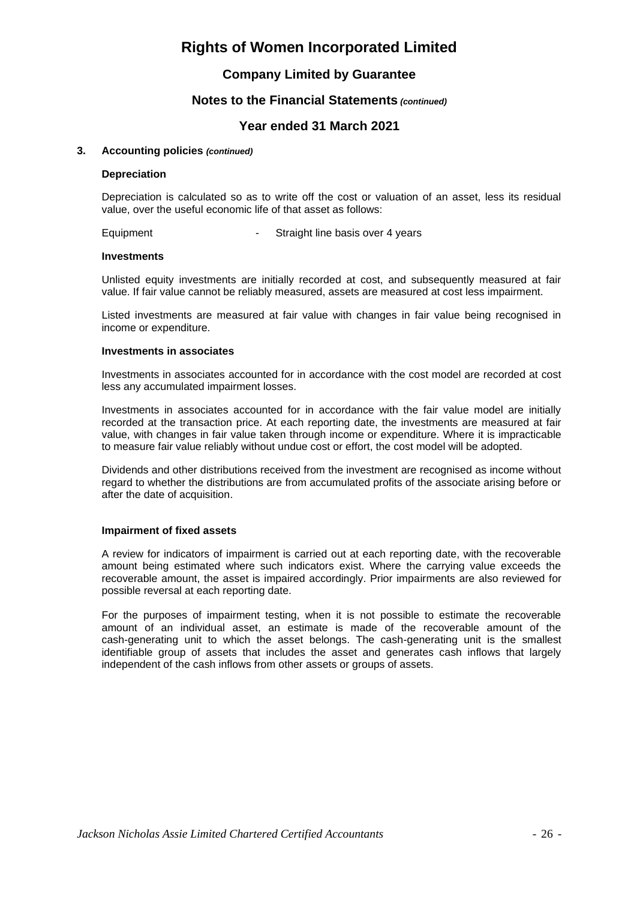# Rights of Women Incorporated Limited

## Company Limited by Guarantee

## Notes to the Financial Statements *(continued)*

## Year ended 31 March 2021

### 3. Accounting policies *(continued)*

**Depreciation**

Depreciation is calculated so as to write off the cost or valuation of an asset, less its residual value, over the useful economic life of that asset as follows:

Equipment - Straight line basis over 4 years

**Investments**

Unlisted equity investments are initially recorded at cost, and subsequently measured at fair value. If fair value cannot be reliably measured, assets are measured at cost less impairment.

Listed investments are measured at fair value with changes in fair value being recognised in income or expenditure.

**Investments in associates**

Investments in associates accounted for in accordance with the cost model are recorded at cost less any accumulated impairment losses.

Investments in associates accounted for in accordance with the fair value model are initially recorded at the transaction price. At each reporting date, the investments are measured at fair value, with changes in fair value taken through income or expenditure. Where it is impracticable to measure fair value reliably without undue cost or effort, the cost model will be adopted.

Dividends and other distributions received from the investment are recognised as income without regard to whether the distributions are from accumulated profits of the associate arising before or after the date of acquisition.

**Impairment of fixed assets**

A review for indicators of impairment is carried out at each reporting date, with the recoverable amount being estimated where such indicators exist. Where the carrying value exceeds the recoverable amount, the asset is impaired accordingly. Prior impairments are also reviewed for possible reversal at each reporting date.

For the purposes of impairment testing, when it is not possible to estimate the recoverable amount of an individual asset, an estimate is made of the recoverable amount of the cash-generating unit to which the asset belongs. The cash-generating unit is the smallest identifiable group of assets that includes the asset and generates cash inflows that largely independent of the cash inflows from other assets or groups of assets.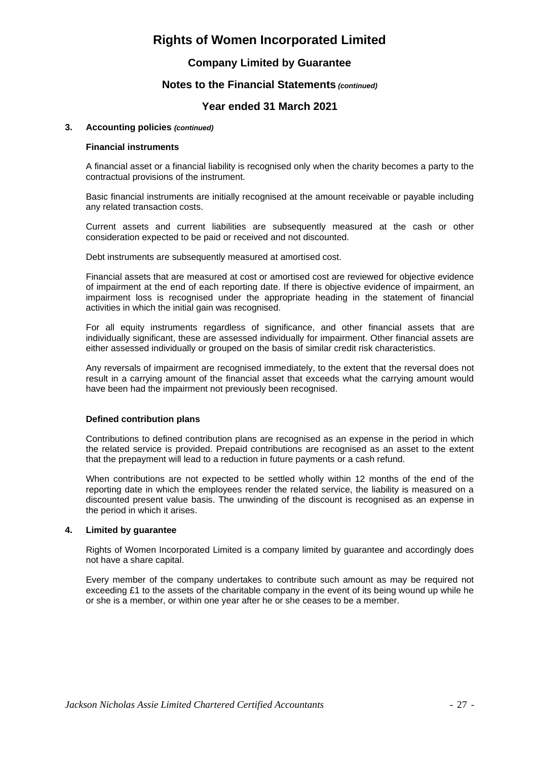### 3. Accounting policies *(continued)*

**Financial instruments**

A financial asset or a financial liability is recognised only when the charity becomes a party to the contractual provisions of the instrument.

Basic financial instruments are initially recognised at the amount receivable or payable including any related transaction costs.

Current assets and current liabilities are subsequently measured at the cash or other consideration expected to be paid or received and not discounted.

Debt instruments are subsequently measured at amortised cost.

Financial assets that are measured at cost or amortised cost are reviewed for objective evidence of impairment at the end of each reporting date. If there is objective evidence of impairment, an impairment loss is recognised under the appropriate heading in the statement of financial activities in which the initial gain was recognised.

For all equity instruments regardless of significance, and other financial assets that are individually significant, these are assessed individually for impairment. Other financial assets are either assessed individually or grouped on the basis of similar credit risk characteristics.

Any reversals of impairment are recognised immediately, to the extent that the reversal does not result in a carrying amount of the financial asset that exceeds what the carrying amount would have been had the impairment not previously been recognised.

**Defined contribution plans**

Contributions to defined contribution plans are recognised as an expense in the period in which the related service is provided. Prepaid contributions are recognised as an asset to the extent that the prepayment will lead to a reduction in future payments or a cash refund.

When contributions are not expected to be settled wholly within 12 months of the end of the reporting date in which the employees render the related service, the liability is measured on a discounted present value basis. The unwinding of the discount is recognised as an expense in the period in which it arises.

### 4. Limited by guarantee

Rights of Women Incorporated Limited is a company limited by guarantee and accordingly does not have a share capital.

Every member of the company undertakes to contribute such amount as may be required not exceeding £1 to the assets of the charitable company in the event of its being wound up while he or she is a member, or within one year after he or she ceases to be a member.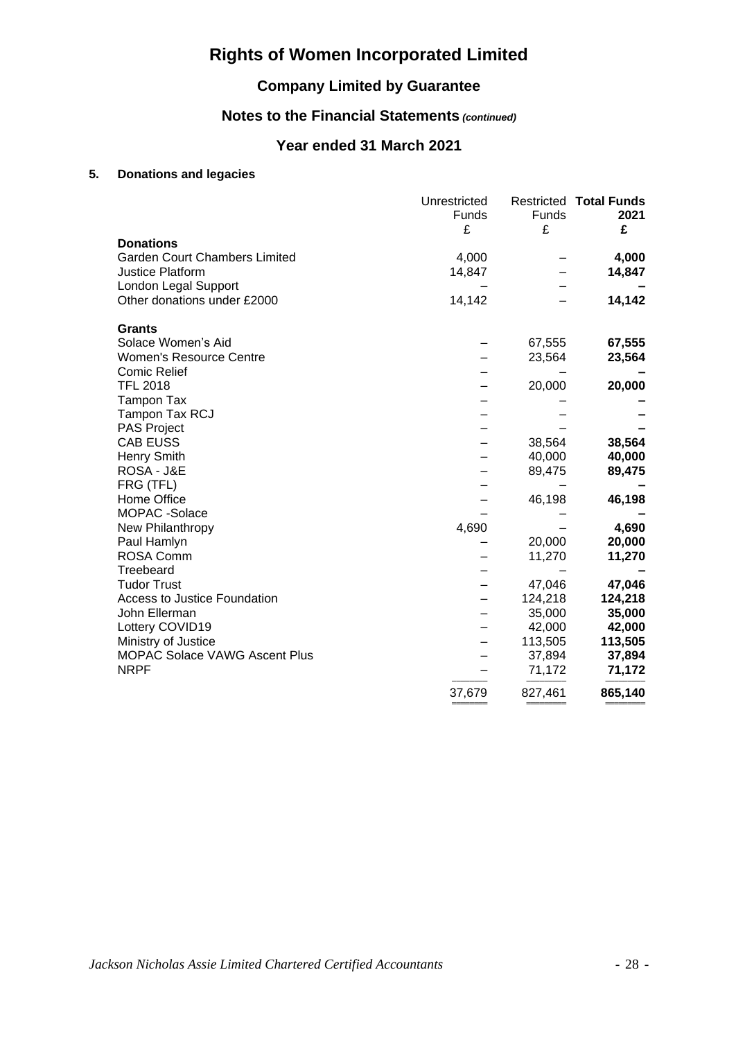# Rights of Women Incorporated Limited

## Company Limited by Guarantee

## Notes to the Financial Statements *(continued)*

## Year ended 31 March 2021

### 5. Donations and legacies

| | Unrestricted Funds £ | Restricted Funds £ | **Total Funds 2021 £** |
|---|---|---|---|
| **Donations** | | | |
| Garden Court Chambers Limited | 4,000 | – | **4,000** |
| Justice Platform | 14,847 | – | **14,847** |
| London Legal Support | – | – | **–** |
| Other donations under £2000 | 14,142 | – | **14,142** |
| **Grants** | | | |
| Solace Women's Aid | – | 67,555 | **67,555** |
| Women's Resource Centre | – | 23,564 | **23,564** |
| Comic Relief | – | – | **–** |
| TFL 2018 | – | 20,000 | **20,000** |
| Tampon Tax | – | – | **–** |
| Tampon Tax RCJ | – | – | **–** |
| PAS Project | – | – | **–** |
| CAB EUSS | – | 38,564 | **38,564** |
| Henry Smith | – | 40,000 | **40,000** |
| ROSA - J&E | – | 89,475 | **89,475** |
| FRG (TFL) | – | – | **–** |
| Home Office | – | 46,198 | **46,198** |
| MOPAC -Solace | – | – | **–** |
| New Philanthropy | 4,690 | – | **4,690** |
| Paul Hamlyn | – | 20,000 | **20,000** |
| ROSA Comm | – | 11,270 | **11,270** |
| Treebeard | – | – | **–** |
| Tudor Trust | – | 47,046 | **47,046** |
| Access to Justice Foundation | – | 124,218 | **124,218** |
| John Ellerman | – | 35,000 | **35,000** |
| Lottery COVID19 | – | 42,000 | **42,000** |
| Ministry of Justice | – | 113,505 | **113,505** |
| MOPAC Solace VAWG Ascent Plus | – | 37,894 | **37,894** |
| NRPF | – | 71,172 | **71,172** |
| | 37,679 | 827,461 | **865,140** |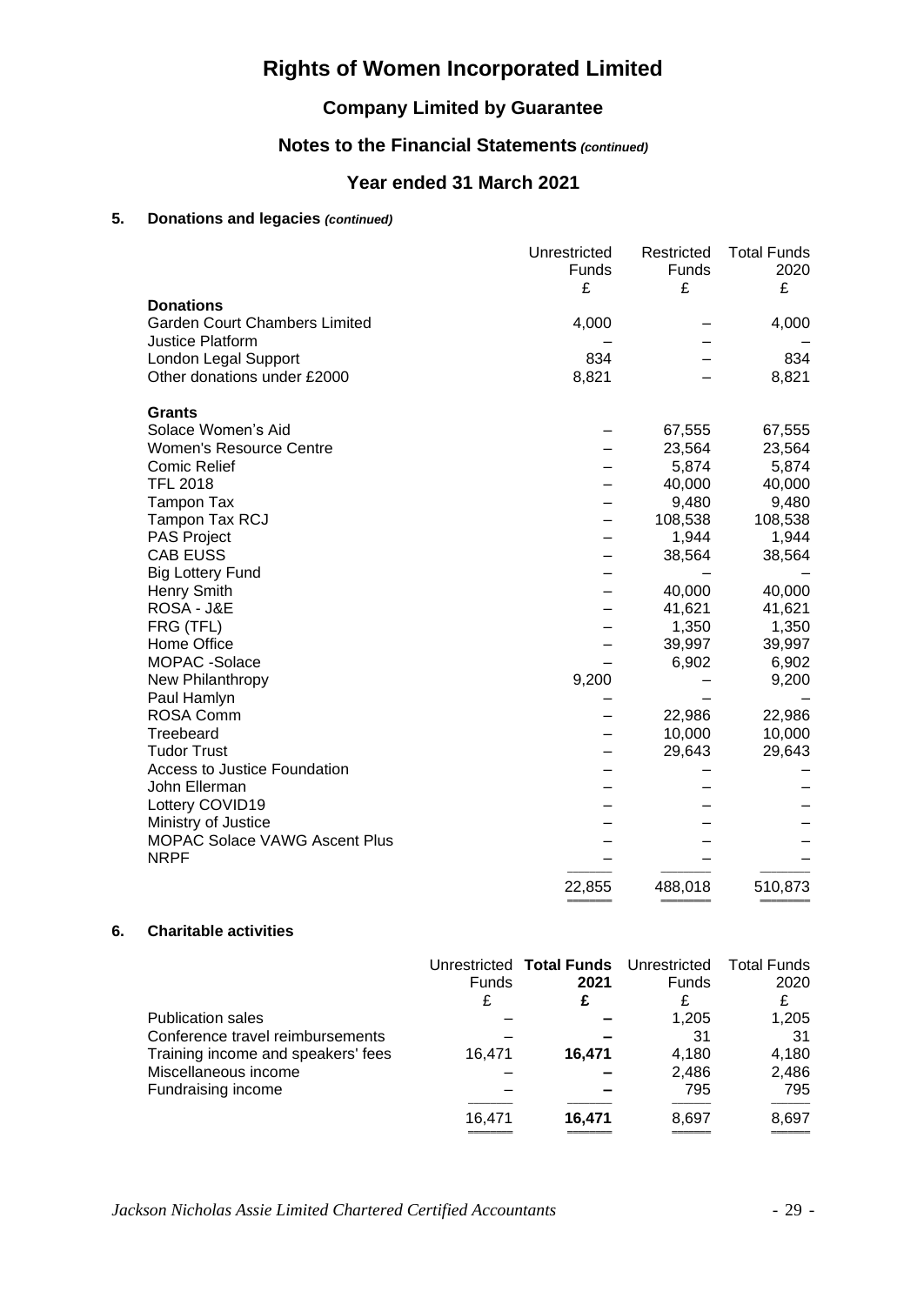# Rights of Women Incorporated Limited

## Company Limited by Guarantee

## Notes to the Financial Statements *(continued)*

## Year ended 31 March 2021

### 5. Donations and legacies *(continued)*

| | Unrestricted Funds £ | Restricted Funds £ | Total Funds 2020 £ |
|---|---|---|---|
| **Donations** | | | |
| Garden Court Chambers Limited | 4,000 | – | 4,000 |
| Justice Platform | – | – | – |
| London Legal Support | 834 | – | 834 |
| Other donations under £2000 | 8,821 | – | 8,821 |
| **Grants** | | | |
| Solace Women's Aid | – | 67,555 | 67,555 |
| Women's Resource Centre | – | 23,564 | 23,564 |
| Comic Relief | – | 5,874 | 5,874 |
| TFL 2018 | – | 40,000 | 40,000 |
| Tampon Tax | – | 9,480 | 9,480 |
| Tampon Tax RCJ | – | 108,538 | 108,538 |
| PAS Project | – | 1,944 | 1,944 |
| CAB EUSS | – | 38,564 | 38,564 |
| Big Lottery Fund | – | – | – |
| Henry Smith | – | 40,000 | 40,000 |
| ROSA - J&E | – | 41,621 | 41,621 |
| FRG (TFL) | – | 1,350 | 1,350 |
| Home Office | – | 39,997 | 39,997 |
| MOPAC -Solace | – | 6,902 | 6,902 |
| New Philanthropy | 9,200 | – | 9,200 |
| Paul Hamlyn | – | – | – |
| ROSA Comm | – | 22,986 | 22,986 |
| Treebeard | – | 10,000 | 10,000 |
| Tudor Trust | – | 29,643 | 29,643 |
| Access to Justice Foundation | – | – | – |
| John Ellerman | – | – | – |
| Lottery COVID19 | – | – | – |
| Ministry of Justice | – | – | – |
| MOPAC Solace VAWG Ascent Plus | – | – | – |
| NRPF | – | – | – |
| | 22,855 | 488,018 | 510,873 |

### 6. Charitable activities

| | Unrestricted Funds £ | **Total Funds 2021 £** | Unrestricted Funds £ | Total Funds 2020 £ |
|---|---|---|---|---|
| Publication sales | – | **–** | 1,205 | 1,205 |
| Conference travel reimbursements | – | **–** | 31 | 31 |
| Training income and speakers' fees | 16,471 | **16,471** | 4,180 | 4,180 |
| Miscellaneous income | – | **–** | 2,486 | 2,486 |
| Fundraising income | – | **–** | 795 | 795 |
| | 16,471 | **16,471** | 8,697 | 8,697 |

*Jackson Nicholas Assie Limited Chartered Certified Accountants*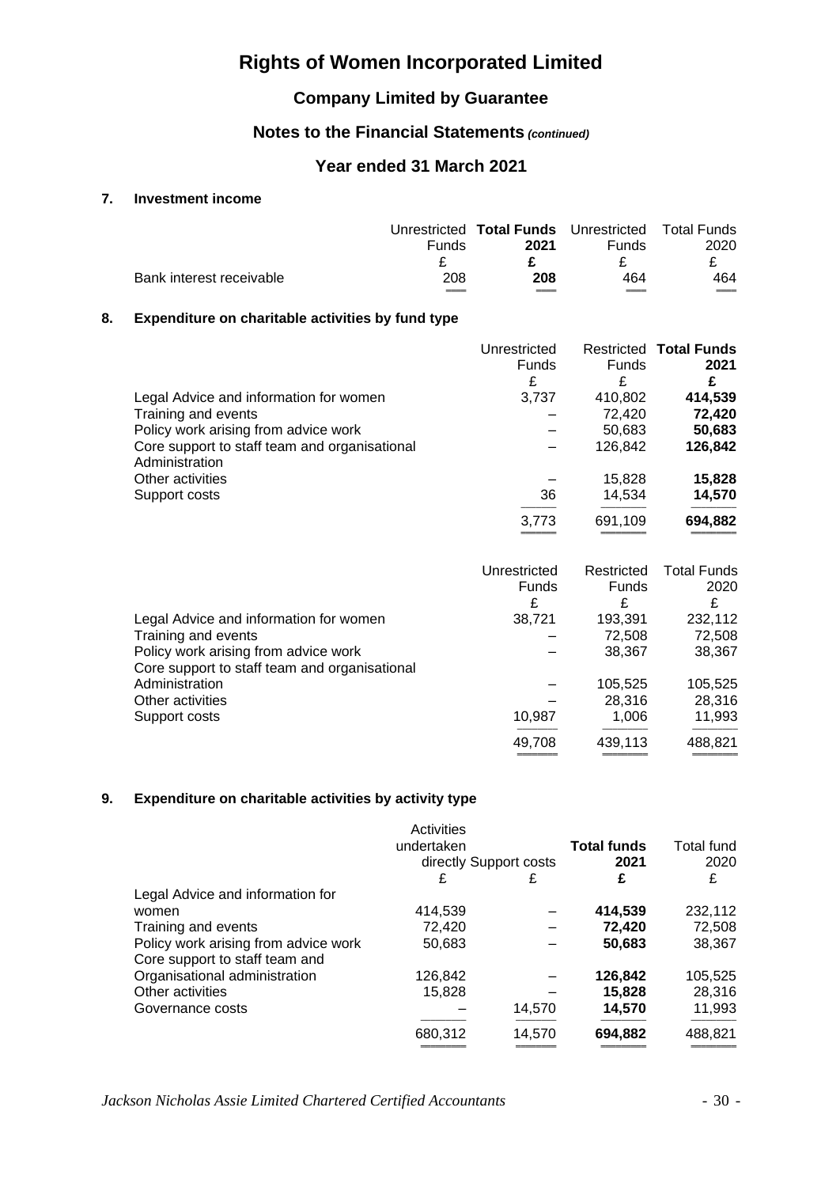# Rights of Women Incorporated Limited

## Company Limited by Guarantee

## Notes to the Financial Statements *(continued)*

## Year ended 31 March 2021

### 7. Investment income

| | Unrestricted Funds | **Total Funds 2021** | Unrestricted Funds | Total Funds 2020 |
|---|---|---|---|---|
| | £ | **£** | £ | £ |
| Bank interest receivable | 208 | **208** | 464 | 464 |

### 8. Expenditure on charitable activities by fund type

| | Unrestricted Funds | Restricted Funds | **Total Funds 2021** |
|---|---|---|---|
| | £ | £ | **£** |
| Legal Advice and information for women | 3,737 | 410,802 | **414,539** |
| Training and events | – | 72,420 | **72,420** |
| Policy work arising from advice work | – | 50,683 | **50,683** |
| Core support to staff team and organisational Administration | – | 126,842 | **126,842** |
| Other activities | – | 15,828 | **15,828** |
| Support costs | 36 | 14,534 | **14,570** |
| | 3,773 | 691,109 | **694,882** |

| | Unrestricted Funds | Restricted Funds | Total Funds 2020 |
|---|---|---|---|
| | £ | £ | £ |
| Legal Advice and information for women | 38,721 | 193,391 | 232,112 |
| Training and events | – | 72,508 | 72,508 |
| Policy work arising from advice work | – | 38,367 | 38,367 |
| Core support to staff team and organisational Administration | – | 105,525 | 105,525 |
| Other activities | – | 28,316 | 28,316 |
| Support costs | 10,987 | 1,006 | 11,993 |
| | 49,708 | 439,113 | 488,821 |

### 9. Expenditure on charitable activities by activity type

| | Activities undertaken directly | Support costs | **Total funds 2021** | Total fund 2020 |
|---|---|---|---|---|
| | £ | £ | **£** | £ |
| Legal Advice and information for women | 414,539 | – | **414,539** | 232,112 |
| Training and events | 72,420 | – | **72,420** | 72,508 |
| Policy work arising from advice work | 50,683 | – | **50,683** | 38,367 |
| Core support to staff team and Organisational administration | 126,842 | – | **126,842** | 105,525 |
| Other activities | 15,828 | – | **15,828** | 28,316 |
| Governance costs | – | 14,570 | **14,570** | 11,993 |
| | 680,312 | 14,570 | **694,882** | 488,821 |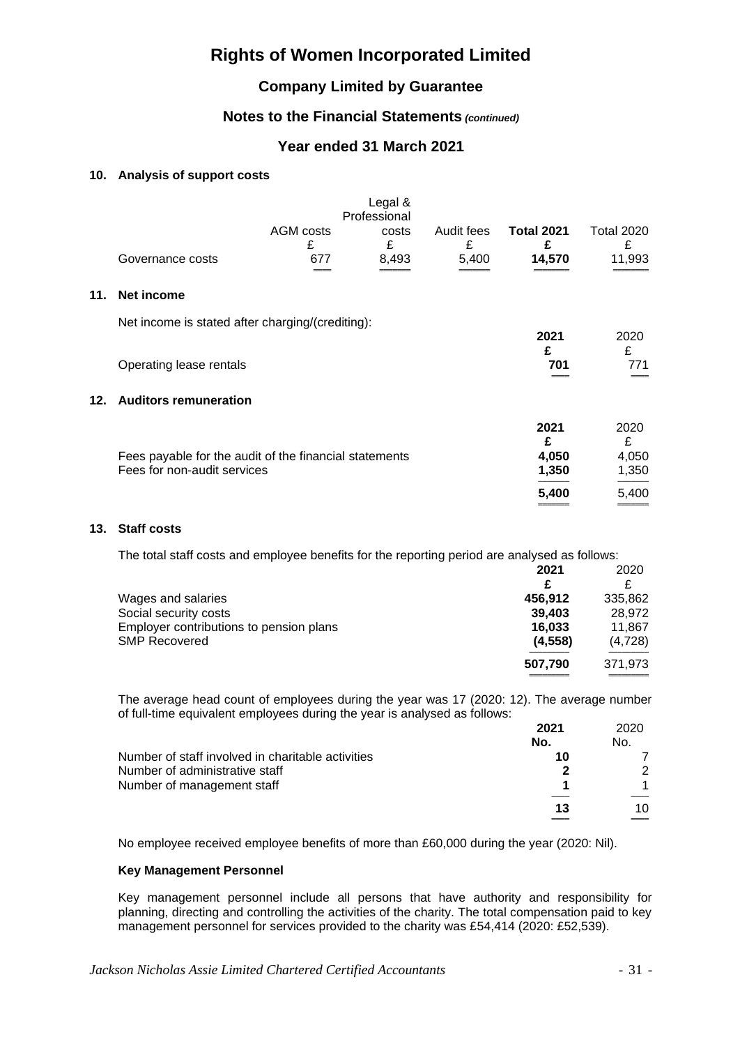# Rights of Women Incorporated Limited

## Company Limited by Guarantee

## Notes to the Financial Statements *(continued)*

## Year ended 31 March 2021

### 10. Analysis of support costs

| | AGM costs | Legal & Professional costs | Audit fees | **Total 2021** | Total 2020 |
|---|---|---|---|---|---|
| | £ | £ | £ | **£** | £ |
| Governance costs | 677 | 8,493 | 5,400 | **14,570** | 11,993 |

### 11. Net income

Net income is stated after charging/(crediting):

| | **2021** | 2020 |
|---|---|---|
| | **£** | £ |
| Operating lease rentals | **701** | 771 |

### 12. Auditors remuneration

| | **2021** | 2020 |
|---|---|---|
| | **£** | £ |
| Fees payable for the audit of the financial statements | **4,050** | 4,050 |
| Fees for non-audit services | **1,350** | 1,350 |
| | **5,400** | 5,400 |

### 13. Staff costs

The total staff costs and employee benefits for the reporting period are analysed as follows:

| | **2021** | 2020 |
|---|---|---|
| | **£** | £ |
| Wages and salaries | **456,912** | 335,862 |
| Social security costs | **39,403** | 28,972 |
| Employer contributions to pension plans | **16,033** | 11,867 |
| SMP Recovered | **(4,558)** | (4,728) |
| | **507,790** | 371,973 |

The average head count of employees during the year was 17 (2020: 12). The average number of full-time equivalent employees during the year is analysed as follows:

| | **2021** | 2020 |
|---|---|---|
| | **No.** | No. |
| Number of staff involved in charitable activities | **10** | 7 |
| Number of administrative staff | **2** | 2 |
| Number of management staff | **1** | 1 |
| | **13** | 10 |

No employee received employee benefits of more than £60,000 during the year (2020: Nil).

**Key Management Personnel**

Key management personnel include all persons that have authority and responsibility for planning, directing and controlling the activities of the charity. The total compensation paid to key management personnel for services provided to the charity was £54,414 (2020: £52,539).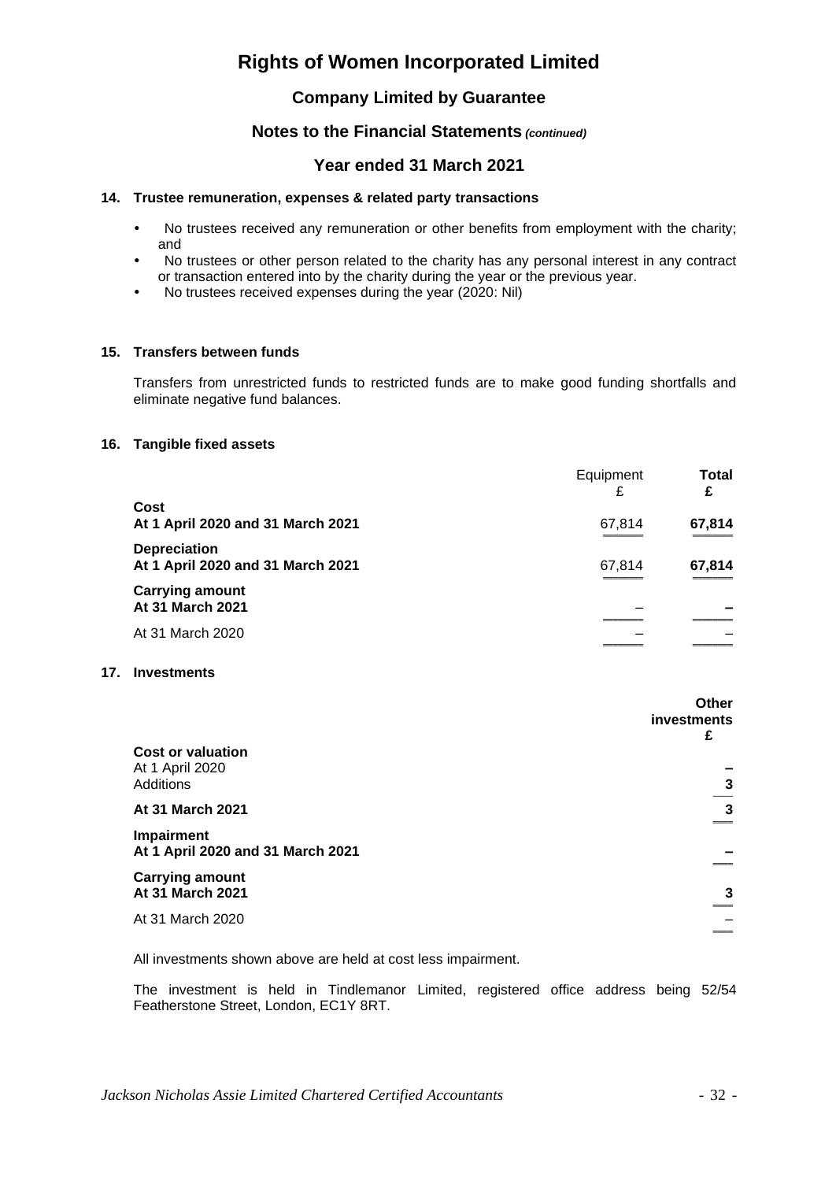# Rights of Women Incorporated Limited

## Company Limited by Guarantee

## Notes to the Financial Statements *(continued)*

## Year ended 31 March 2021

### 14. Trustee remuneration, expenses & related party transactions

- No trustees received any remuneration or other benefits from employment with the charity; and
- No trustees or other person related to the charity has any personal interest in any contract or transaction entered into by the charity during the year or the previous year.
- No trustees received expenses during the year (2020: Nil)

### 15. Transfers between funds

Transfers from unrestricted funds to restricted funds are to make good funding shortfalls and eliminate negative fund balances.

### 16. Tangible fixed assets

| | Equipment £ | **Total £** |
|---|---|---|
| **Cost** | | |
| **At 1 April 2020 and 31 March 2021** | 67,814 | **67,814** |
| **Depreciation** | | |
| **At 1 April 2020 and 31 March 2021** | 67,814 | **67,814** |
| **Carrying amount** | | |
| **At 31 March 2021** | – | **–** |
| At 31 March 2020 | – | – |

### 17. Investments

| | **Other investments £** |
|---|---|
| **Cost or valuation** | |
| At 1 April 2020 | **–** |
| Additions | **3** |
| **At 31 March 2021** | **3** |
| **Impairment** | |
| **At 1 April 2020 and 31 March 2021** | **–** |
| **Carrying amount** | |
| **At 31 March 2021** | **3** |
| At 31 March 2020 | – |

All investments shown above are held at cost less impairment.

The investment is held in Tindlemanor Limited, registered office address being 52/54 Featherstone Street, London, EC1Y 8RT.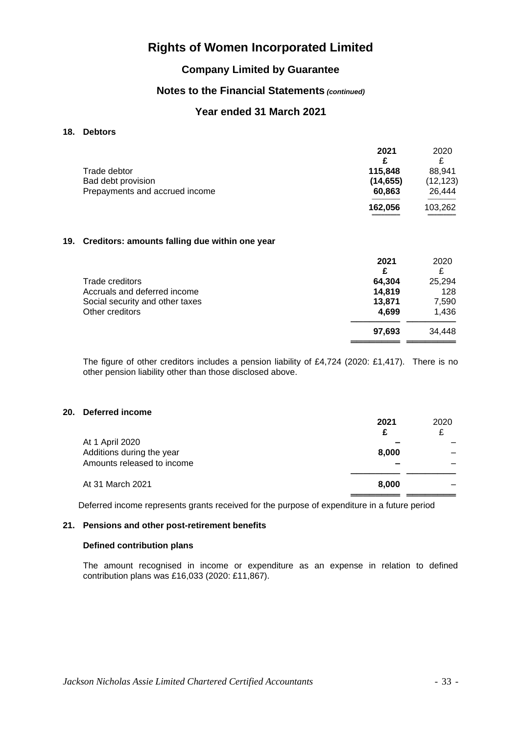# Rights of Women Incorporated Limited

## Company Limited by Guarantee

## Notes to the Financial Statements *(continued)*

## Year ended 31 March 2021

### 18. Debtors

| | **2021** | 2020 |
|---|---|---|
| | **£** | £ |
| Trade debtor | **115,848** | 88,941 |
| Bad debt provision | **(14,655)** | (12,123) |
| Prepayments and accrued income | **60,863** | 26,444 |
| | **162,056** | 103,262 |

### 19. Creditors: amounts falling due within one year

| | **2021** | 2020 |
|---|---|---|
| | **£** | £ |
| Trade creditors | **64,304** | 25,294 |
| Accruals and deferred income | **14,819** | 128 |
| Social security and other taxes | **13,871** | 7,590 |
| Other creditors | **4,699** | 1,436 |
| | **97,693** | 34,448 |

The figure of other creditors includes a pension liability of £4,724 (2020: £1,417). There is no other pension liability other than those disclosed above.

### 20. Deferred income

| | **2021** | 2020 |
|---|---|---|
| | **£** | £ |
| At 1 April 2020 | **–** | – |
| Additions during the year | **8,000** | – |
| Amounts released to income | **–** | – |
| At 31 March 2021 | **8,000** | – |

Deferred income represents grants received for the purpose of expenditure in a future period

### 21. Pensions and other post-retirement benefits

**Defined contribution plans**

The amount recognised in income or expenditure as an expense in relation to defined contribution plans was £16,033 (2020: £11,867).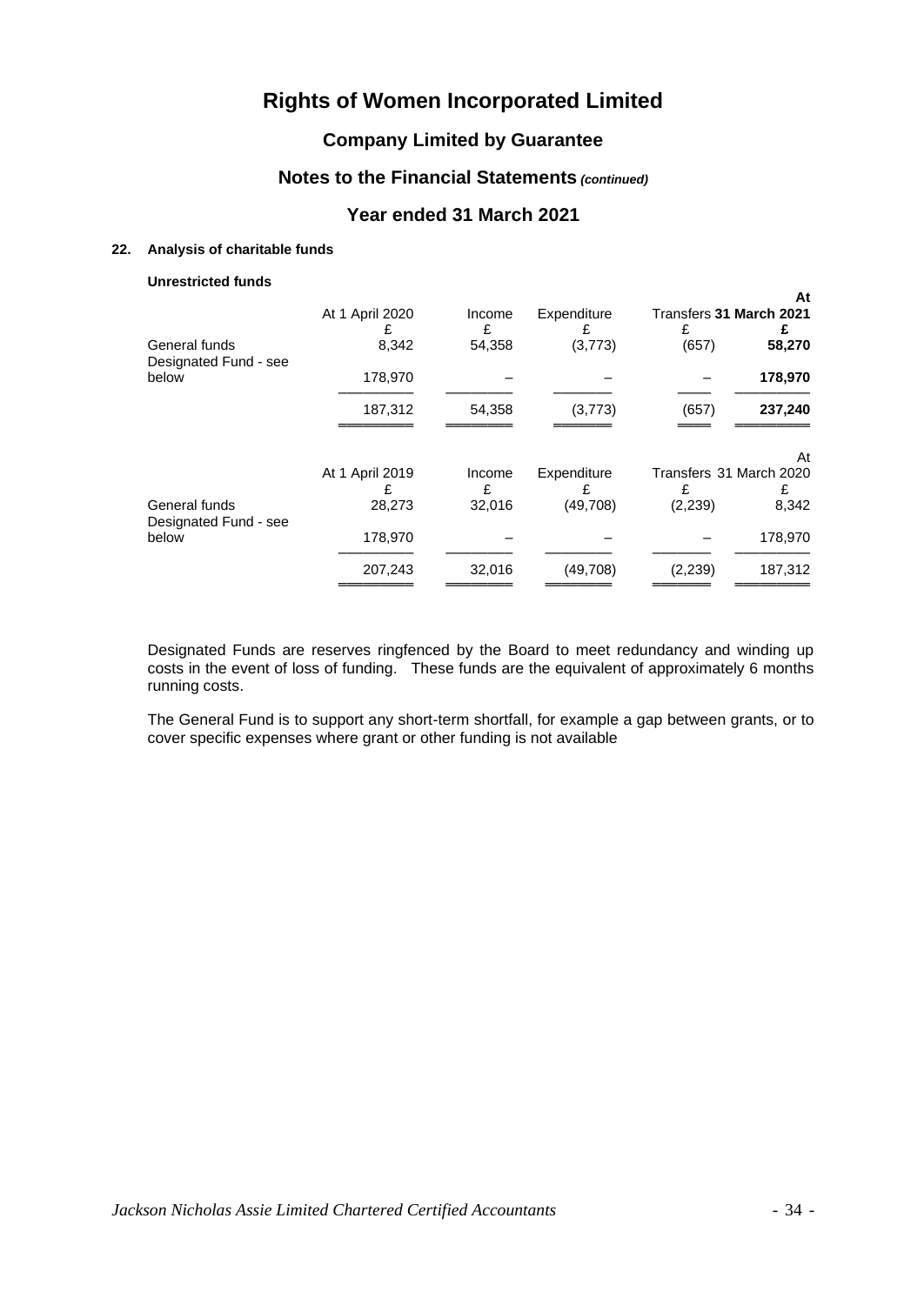# Rights of Women Incorporated Limited

## Company Limited by Guarantee

## Notes to the Financial Statements *(continued)*

## Year ended 31 March 2021

**22. Analysis of charitable funds**

**Unrestricted funds**

| | At 1 April 2020 | Income | Expenditure | Transfers | **At 31 March 2021** |
|---|---|---|---|---|---|
| | £ | £ | £ | £ | **£** |
| General funds | 8,342 | 54,358 | (3,773) | (657) | **58,270** |
| Designated Fund - see below | 178,970 | – | – | – | **178,970** |
| | 187,312 | 54,358 | (3,773) | (657) | **237,240** |

| | At 1 April 2019 | Income | Expenditure | Transfers | At 31 March 2020 |
|---|---|---|---|---|---|
| | £ | £ | £ | £ | £ |
| General funds | 28,273 | 32,016 | (49,708) | (2,239) | 8,342 |
| Designated Fund - see below | 178,970 | – | – | – | 178,970 |
| | 207,243 | 32,016 | (49,708) | (2,239) | 187,312 |

Designated Funds are reserves ringfenced by the Board to meet redundancy and winding up costs in the event of loss of funding. These funds are the equivalent of approximately 6 months running costs.

The General Fund is to support any short-term shortfall, for example a gap between grants, or to cover specific expenses where grant or other funding is not available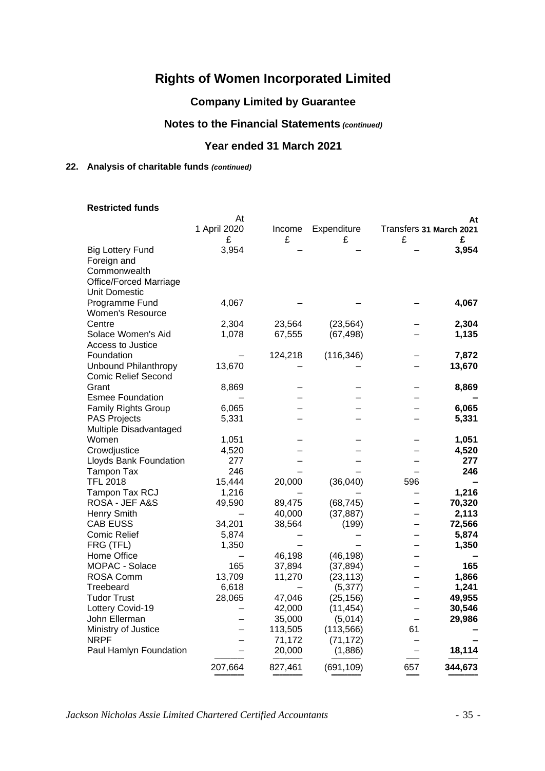# Rights of Women Incorporated Limited

## Company Limited by Guarantee

## Notes to the Financial Statements *(continued)*

## Year ended 31 March 2021

### 22. Analysis of charitable funds *(continued)*

**Restricted funds**

| | At 1 April 2020 £ | Income £ | Expenditure £ | Transfers £ | **At 31 March 2021 £** |
|---|---|---|---|---|---|
| Big Lottery Fund | 3,954 | – | – | – | **3,954** |
| Foreign and Commonwealth Office/Forced Marriage Unit Domestic Programme Fund | 4,067 | – | – | – | **4,067** |
| Women's Resource Centre | 2,304 | 23,564 | (23,564) | – | **2,304** |
| Solace Women's Aid | 1,078 | 67,555 | (67,498) | – | **1,135** |
| Access to Justice Foundation | – | 124,218 | (116,346) | – | **7,872** |
| Unbound Philanthropy | 13,670 | – | – | – | **13,670** |
| Comic Relief Second Grant | 8,869 | – | – | – | **8,869** |
| Esmee Foundation | – | – | – | – | **–** |
| Family Rights Group | 6,065 | – | – | – | **6,065** |
| PAS Projects | 5,331 | – | – | – | **5,331** |
| Multiple Disadvantaged Women | 1,051 | – | – | – | **1,051** |
| Crowdjustice | 4,520 | – | – | – | **4,520** |
| Lloyds Bank Foundation | 277 | – | – | – | **277** |
| Tampon Tax | 246 | – | – | – | **246** |
| TFL 2018 | 15,444 | 20,000 | (36,040) | 596 | **–** |
| Tampon Tax RCJ | 1,216 | – | – | – | **1,216** |
| ROSA - JEF A&S | 49,590 | 89,475 | (68,745) | – | **70,320** |
| Henry Smith | – | 40,000 | (37,887) | – | **2,113** |
| CAB EUSS | 34,201 | 38,564 | (199) | – | **72,566** |
| Comic Relief | 5,874 | – | – | – | **5,874** |
| FRG (TFL) | 1,350 | – | – | – | **1,350** |
| Home Office | – | 46,198 | (46,198) | – | **–** |
| MOPAC - Solace | 165 | 37,894 | (37,894) | – | **165** |
| ROSA Comm | 13,709 | 11,270 | (23,113) | – | **1,866** |
| Treebeard | 6,618 | – | (5,377) | – | **1,241** |
| Tudor Trust | 28,065 | 47,046 | (25,156) | – | **49,955** |
| Lottery Covid-19 | – | 42,000 | (11,454) | – | **30,546** |
| John Ellerman | – | 35,000 | (5,014) | – | **29,986** |
| Ministry of Justice | – | 113,505 | (113,566) | 61 | **–** |
| NRPF | – | 71,172 | (71,172) | – | **–** |
| Paul Hamlyn Foundation | – | 20,000 | (1,886) | – | **18,114** |
| | 207,664 | 827,461 | (691,109) | 657 | **344,673** |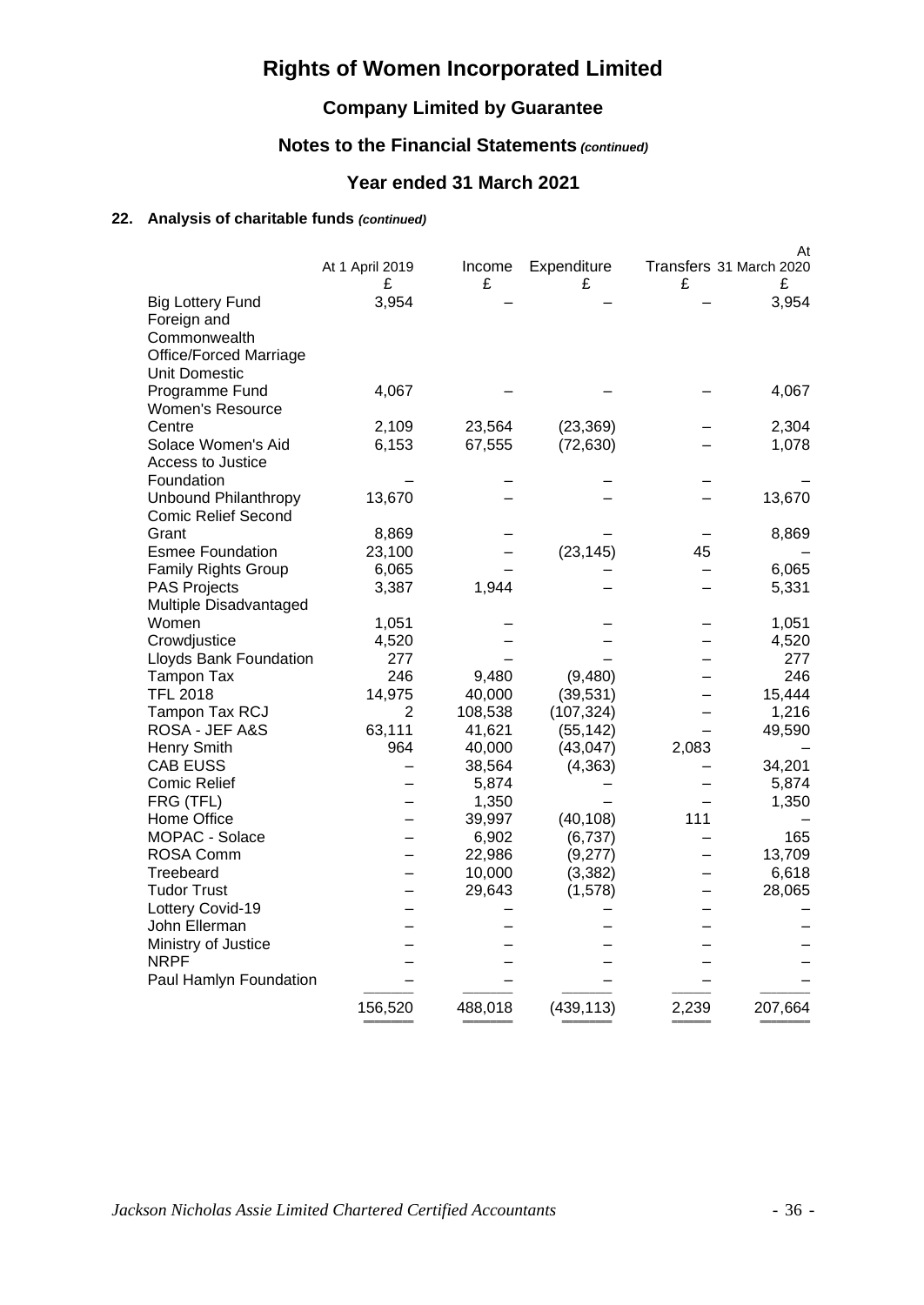# Rights of Women Incorporated Limited

## Company Limited by Guarantee

## Notes to the Financial Statements *(continued)*

## Year ended 31 March 2021

### 22. Analysis of charitable funds *(continued)*

| | At 1 April 2019 £ | Income £ | Expenditure £ | Transfers £ | At 31 March 2020 £ |
|---|---|---|---|---|---|
| Big Lottery Fund | 3,954 | – | – | – | 3,954 |
| Foreign and Commonwealth Office/Forced Marriage Unit Domestic Programme Fund | 4,067 | – | – | – | 4,067 |
| Women's Resource Centre | 2,109 | 23,564 | (23,369) | – | 2,304 |
| Solace Women's Aid | 6,153 | 67,555 | (72,630) | – | 1,078 |
| Access to Justice Foundation | – | – | – | – | – |
| Unbound Philanthropy | 13,670 | – | – | – | 13,670 |
| Comic Relief Second Grant | 8,869 | – | – | – | 8,869 |
| Esmee Foundation | 23,100 | – | (23,145) | 45 | – |
| Family Rights Group | 6,065 | – | – | – | 6,065 |
| PAS Projects | 3,387 | 1,944 | – | – | 5,331 |
| Multiple Disadvantaged Women | 1,051 | – | – | – | 1,051 |
| Crowdjustice | 4,520 | – | – | – | 4,520 |
| Lloyds Bank Foundation | 277 | – | – | – | 277 |
| Tampon Tax | 246 | 9,480 | (9,480) | – | 246 |
| TFL 2018 | 14,975 | 40,000 | (39,531) | – | 15,444 |
| Tampon Tax RCJ | 2 | 108,538 | (107,324) | – | 1,216 |
| ROSA - JEF A&S | 63,111 | 41,621 | (55,142) | – | 49,590 |
| Henry Smith | 964 | 40,000 | (43,047) | 2,083 | – |
| CAB EUSS | – | 38,564 | (4,363) | – | 34,201 |
| Comic Relief | – | 5,874 | – | – | 5,874 |
| FRG (TFL) | – | 1,350 | – | – | 1,350 |
| Home Office | – | 39,997 | (40,108) | 111 | – |
| MOPAC - Solace | – | 6,902 | (6,737) | – | 165 |
| ROSA Comm | – | 22,986 | (9,277) | – | 13,709 |
| Treebeard | – | 10,000 | (3,382) | – | 6,618 |
| Tudor Trust | – | 29,643 | (1,578) | – | 28,065 |
| Lottery Covid-19 | – | – | – | – | – |
| John Ellerman | – | – | – | – | – |
| Ministry of Justice | – | – | – | – | – |
| NRPF | – | – | – | – | – |
| Paul Hamlyn Foundation | – | – | – | – | – |
| | 156,520 | 488,018 | (439,113) | 2,239 | 207,664 |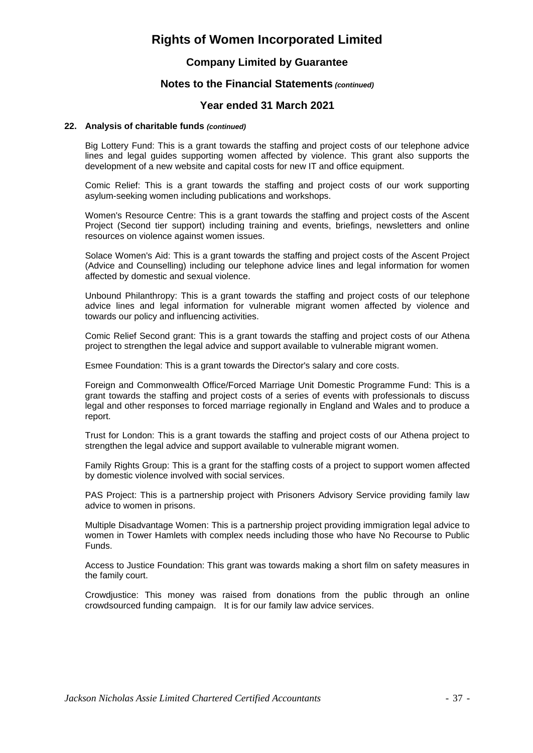# Rights of Women Incorporated Limited

## Company Limited by Guarantee

## Notes to the Financial Statements *(continued)*

## Year ended 31 March 2021

### 22. Analysis of charitable funds *(continued)*

Big Lottery Fund: This is a grant towards the staffing and project costs of our telephone advice lines and legal guides supporting women affected by violence. This grant also supports the development of a new website and capital costs for new IT and office equipment.

Comic Relief: This is a grant towards the staffing and project costs of our work supporting asylum-seeking women including publications and workshops.

Women's Resource Centre: This is a grant towards the staffing and project costs of the Ascent Project (Second tier support) including training and events, briefings, newsletters and online resources on violence against women issues.

Solace Women's Aid: This is a grant towards the staffing and project costs of the Ascent Project (Advice and Counselling) including our telephone advice lines and legal information for women affected by domestic and sexual violence.

Unbound Philanthropy: This is a grant towards the staffing and project costs of our telephone advice lines and legal information for vulnerable migrant women affected by violence and towards our policy and influencing activities.

Comic Relief Second grant: This is a grant towards the staffing and project costs of our Athena project to strengthen the legal advice and support available to vulnerable migrant women.

Esmee Foundation: This is a grant towards the Director's salary and core costs.

Foreign and Commonwealth Office/Forced Marriage Unit Domestic Programme Fund: This is a grant towards the staffing and project costs of a series of events with professionals to discuss legal and other responses to forced marriage regionally in England and Wales and to produce a report.

Trust for London: This is a grant towards the staffing and project costs of our Athena project to strengthen the legal advice and support available to vulnerable migrant women.

Family Rights Group: This is a grant for the staffing costs of a project to support women affected by domestic violence involved with social services.

PAS Project: This is a partnership project with Prisoners Advisory Service providing family law advice to women in prisons.

Multiple Disadvantage Women: This is a partnership project providing immigration legal advice to women in Tower Hamlets with complex needs including those who have No Recourse to Public Funds.

Access to Justice Foundation: This grant was towards making a short film on safety measures in the family court.

Crowdjustice: This money was raised from donations from the public through an online crowdsourced funding campaign. It is for our family law advice services.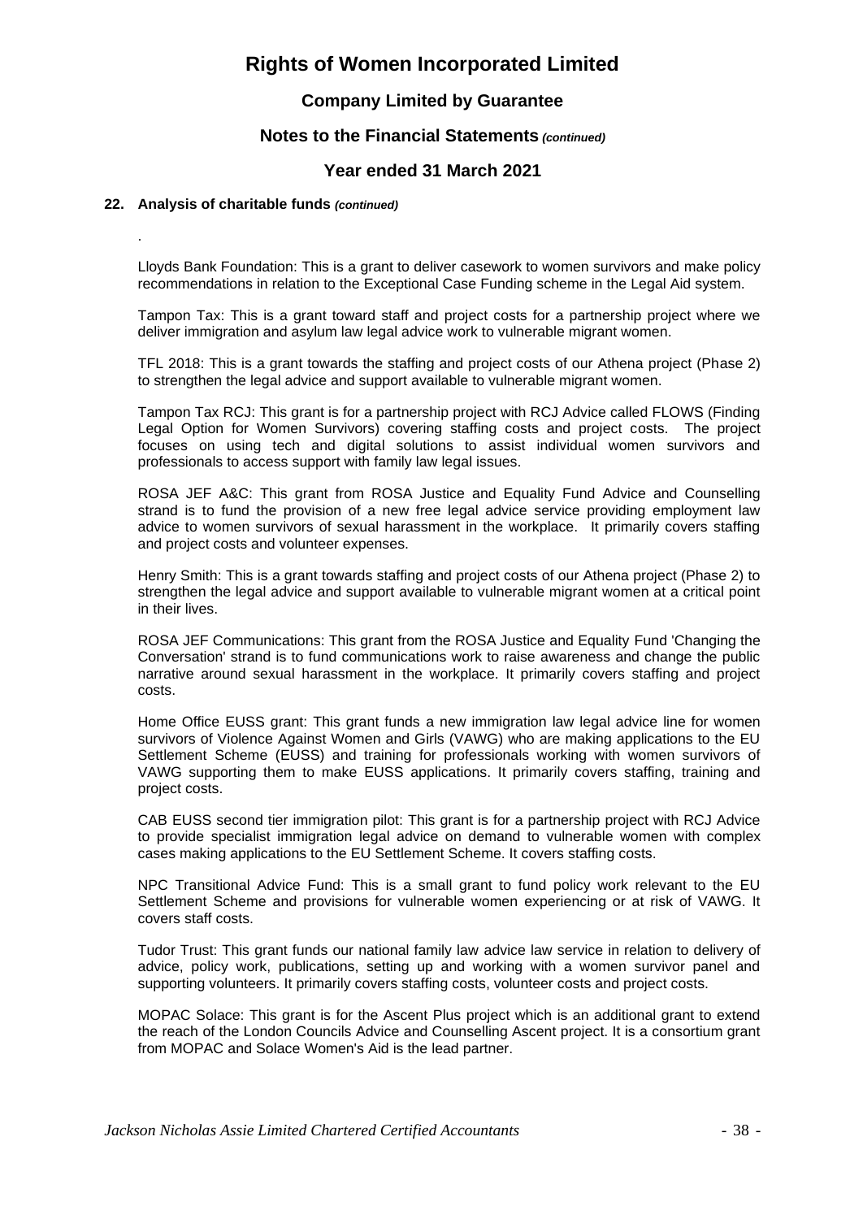# Rights of Women Incorporated Limited

## Company Limited by Guarantee

## Notes to the Financial Statements *(continued)*

## Year ended 31 March 2021

### 22. Analysis of charitable funds *(continued)*

.

Lloyds Bank Foundation: This is a grant to deliver casework to women survivors and make policy recommendations in relation to the Exceptional Case Funding scheme in the Legal Aid system.

Tampon Tax: This is a grant toward staff and project costs for a partnership project where we deliver immigration and asylum law legal advice work to vulnerable migrant women.

TFL 2018: This is a grant towards the staffing and project costs of our Athena project (Phase 2) to strengthen the legal advice and support available to vulnerable migrant women.

Tampon Tax RCJ: This grant is for a partnership project with RCJ Advice called FLOWS (Finding Legal Option for Women Survivors) covering staffing costs and project costs. The project focuses on using tech and digital solutions to assist individual women survivors and professionals to access support with family law legal issues.

ROSA JEF A&C: This grant from ROSA Justice and Equality Fund Advice and Counselling strand is to fund the provision of a new free legal advice service providing employment law advice to women survivors of sexual harassment in the workplace. It primarily covers staffing and project costs and volunteer expenses.

Henry Smith: This is a grant towards staffing and project costs of our Athena project (Phase 2) to strengthen the legal advice and support available to vulnerable migrant women at a critical point in their lives.

ROSA JEF Communications: This grant from the ROSA Justice and Equality Fund 'Changing the Conversation' strand is to fund communications work to raise awareness and change the public narrative around sexual harassment in the workplace. It primarily covers staffing and project costs.

Home Office EUSS grant: This grant funds a new immigration law legal advice line for women survivors of Violence Against Women and Girls (VAWG) who are making applications to the EU Settlement Scheme (EUSS) and training for professionals working with women survivors of VAWG supporting them to make EUSS applications. It primarily covers staffing, training and project costs.

CAB EUSS second tier immigration pilot: This grant is for a partnership project with RCJ Advice to provide specialist immigration legal advice on demand to vulnerable women with complex cases making applications to the EU Settlement Scheme. It covers staffing costs.

NPC Transitional Advice Fund: This is a small grant to fund policy work relevant to the EU Settlement Scheme and provisions for vulnerable women experiencing or at risk of VAWG. It covers staff costs.

Tudor Trust: This grant funds our national family law advice law service in relation to delivery of advice, policy work, publications, setting up and working with a women survivor panel and supporting volunteers. It primarily covers staffing costs, volunteer costs and project costs.

MOPAC Solace: This grant is for the Ascent Plus project which is an additional grant to extend the reach of the London Councils Advice and Counselling Ascent project. It is a consortium grant from MOPAC and Solace Women's Aid is the lead partner.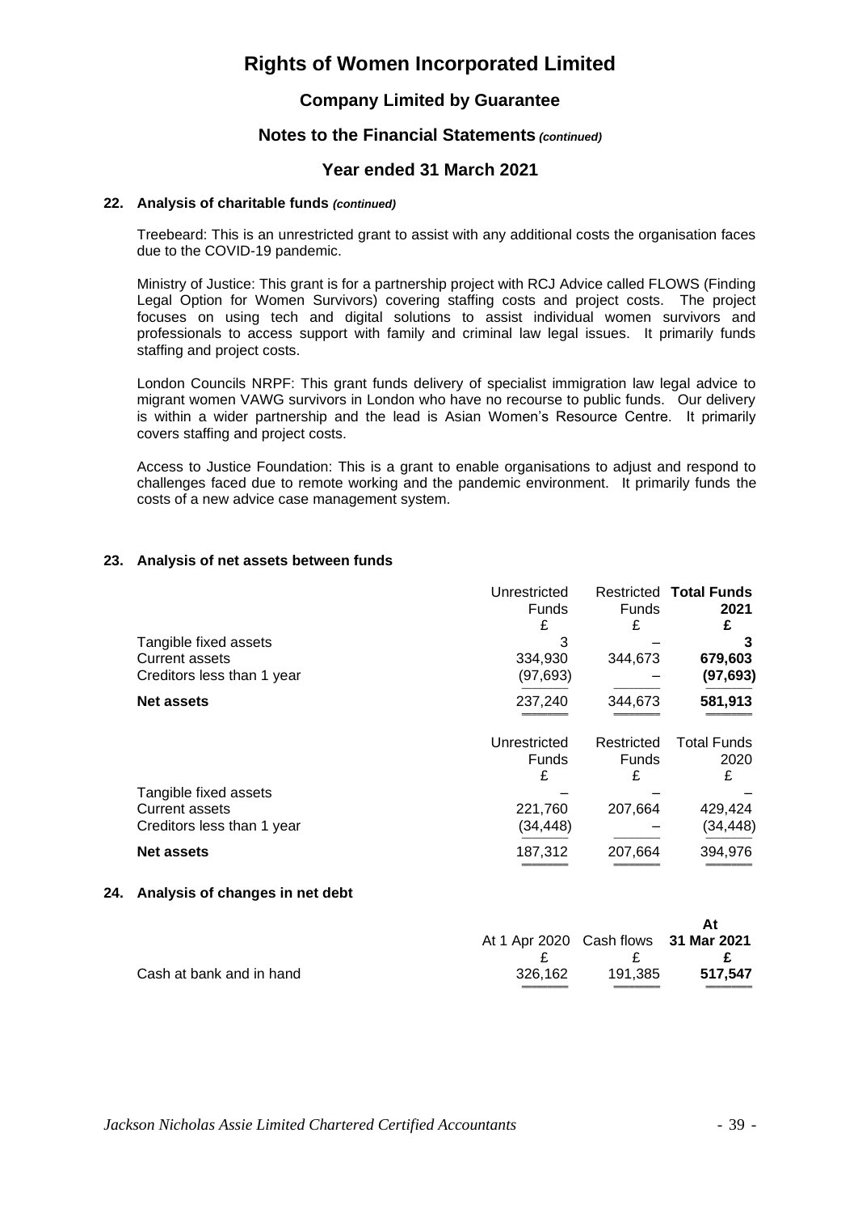# Rights of Women Incorporated Limited

## Company Limited by Guarantee

## Notes to the Financial Statements *(continued)*

## Year ended 31 March 2021

### 22. Analysis of charitable funds *(continued)*

Treebeard: This is an unrestricted grant to assist with any additional costs the organisation faces due to the COVID-19 pandemic.

Ministry of Justice: This grant is for a partnership project with RCJ Advice called FLOWS (Finding Legal Option for Women Survivors) covering staffing costs and project costs. The project focuses on using tech and digital solutions to assist individual women survivors and professionals to access support with family and criminal law legal issues. It primarily funds staffing and project costs.

London Councils NRPF: This grant funds delivery of specialist immigration law legal advice to migrant women VAWG survivors in London who have no recourse to public funds. Our delivery is within a wider partnership and the lead is Asian Women's Resource Centre. It primarily covers staffing and project costs.

Access to Justice Foundation: This is a grant to enable organisations to adjust and respond to challenges faced due to remote working and the pandemic environment. It primarily funds the costs of a new advice case management system.

### 23. Analysis of net assets between funds

| | Unrestricted Funds £ | Restricted Funds £ | **Total Funds 2021 £** |
|---|---|---|---|
| Tangible fixed assets | 3 | – | **3** |
| Current assets | 334,930 | 344,673 | **679,603** |
| Creditors less than 1 year | (97,693) | – | **(97,693)** |
| **Net assets** | 237,240 | 344,673 | **581,913** |

| | Unrestricted Funds £ | Restricted Funds £ | Total Funds 2020 £ |
|---|---|---|---|
| Tangible fixed assets | – | – | – |
| Current assets | 221,760 | 207,664 | 429,424 |
| Creditors less than 1 year | (34,448) | – | (34,448) |
| **Net assets** | 187,312 | 207,664 | 394,976 |

### 24. Analysis of changes in net debt

| | At 1 Apr 2020 £ | Cash flows £ | **At 31 Mar 2021 £** |
|---|---|---|---|
| Cash at bank and in hand | 326,162 | 191,385 | **517,547** |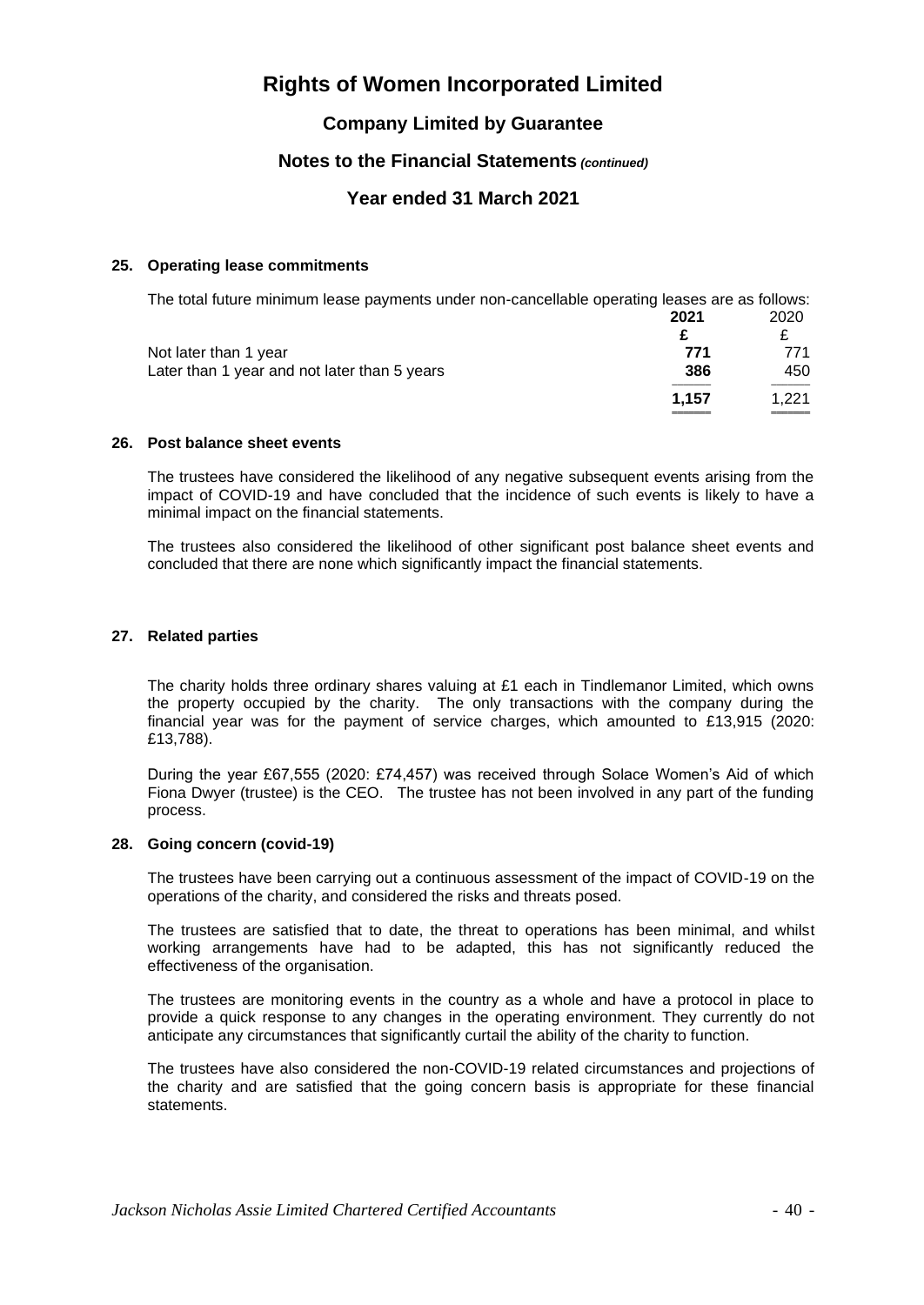# Rights of Women Incorporated Limited

## Company Limited by Guarantee

## Notes to the Financial Statements *(continued)*

## Year ended 31 March 2021

### 25. Operating lease commitments

The total future minimum lease payments under non-cancellable operating leases are as follows:

| | **2021** | 2020 |
|---|---|---|
| | **£** | £ |
| Not later than 1 year | **771** | 771 |
| Later than 1 year and not later than 5 years | **386** | 450 |
| | **1,157** | 1,221 |

### 26. Post balance sheet events

The trustees have considered the likelihood of any negative subsequent events arising from the impact of COVID-19 and have concluded that the incidence of such events is likely to have a minimal impact on the financial statements.

The trustees also considered the likelihood of other significant post balance sheet events and concluded that there are none which significantly impact the financial statements.

### 27. Related parties

The charity holds three ordinary shares valuing at £1 each in Tindlemanor Limited, which owns the property occupied by the charity. The only transactions with the company during the financial year was for the payment of service charges, which amounted to £13,915 (2020: £13,788).

During the year £67,555 (2020: £74,457) was received through Solace Women's Aid of which Fiona Dwyer (trustee) is the CEO. The trustee has not been involved in any part of the funding process.

### 28. Going concern (covid-19)

The trustees have been carrying out a continuous assessment of the impact of COVID-19 on the operations of the charity, and considered the risks and threats posed.

The trustees are satisfied that to date, the threat to operations has been minimal, and whilst working arrangements have had to be adapted, this has not significantly reduced the effectiveness of the organisation.

The trustees are monitoring events in the country as a whole and have a protocol in place to provide a quick response to any changes in the operating environment. They currently do not anticipate any circumstances that significantly curtail the ability of the charity to function.

The trustees have also considered the non-COVID-19 related circumstances and projections of the charity and are satisfied that the going concern basis is appropriate for these financial statements.